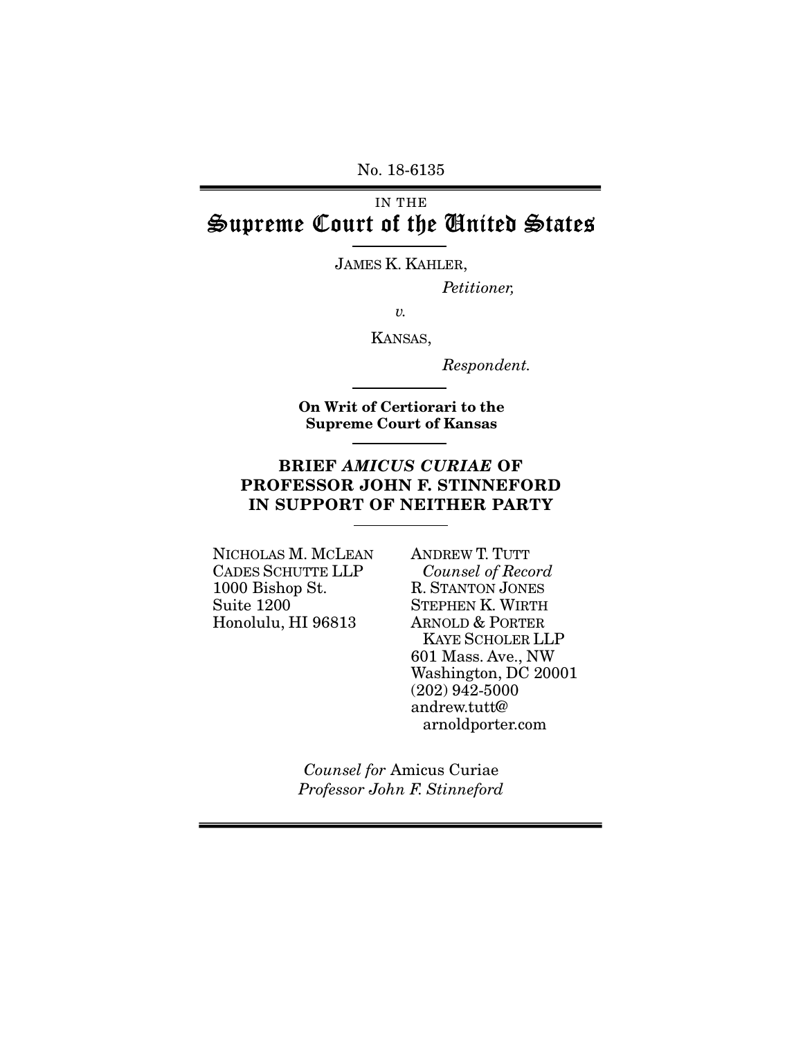No. 18-6135

IN THE

# Supreme Court of the United States

JAMES K. KAHLER,

*Petitioner,*

*v.*

KANSAS,

*Respondent.*

**On Writ of Certiorari to the Supreme Court of Kansas**

## BRIEF *AMICUS CURIAE* OF PROFESSOR JOHN F. STINNEFORD IN SUPPORT OF NEITHER PARTY

NICHOLAS M. MCLEAN
CADES SCHUTTE LLP
1000 Bishop St.
Suite 1200
Honolulu, HI 96813

ANDREW T. TUTT
*Counsel of Record*
R. STANTON JONES
STEPHEN K. WIRTH
ARNOLD & PORTER KAYE SCHOLER LLP
601 Mass. Ave., NW
Washington, DC 20001
(202) 942-5000
andrew.tutt@arnoldporter.com

*Counsel for* Amicus Curiae *Professor John F. Stinneford*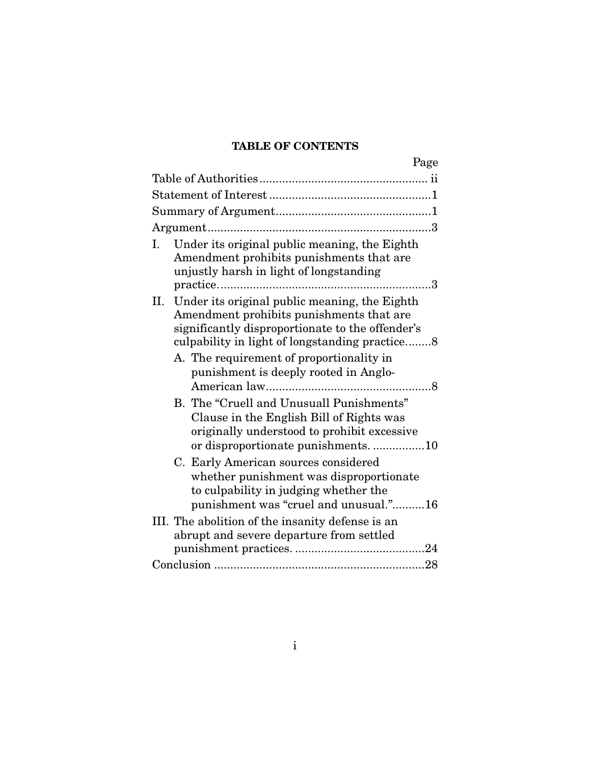# TABLE OF CONTENTS

| | Page |
|---|---|
| Table of Authorities | ii |
| Statement of Interest | 1 |
| Summary of Argument | 1 |
| Argument | 3 |
| I. Under its original public meaning, the Eighth Amendment prohibits punishments that are unjustly harsh in light of longstanding practice. | 3 |
| II. Under its original public meaning, the Eighth Amendment prohibits punishments that are significantly disproportionate to the offender's culpability in light of longstanding practice | 8 |
| A. The requirement of proportionality in punishment is deeply rooted in Anglo-American law | 8 |
| B. The "Cruell and Unusuall Punishments" Clause in the English Bill of Rights was originally understood to prohibit excessive or disproportionate punishments. | 10 |
| C. Early American sources considered whether punishment was disproportionate to culpability in judging whether the punishment was "cruel and unusual." | 16 |
| III. The abolition of the insanity defense is an abrupt and severe departure from settled punishment practices. | 24 |
| Conclusion | 28 |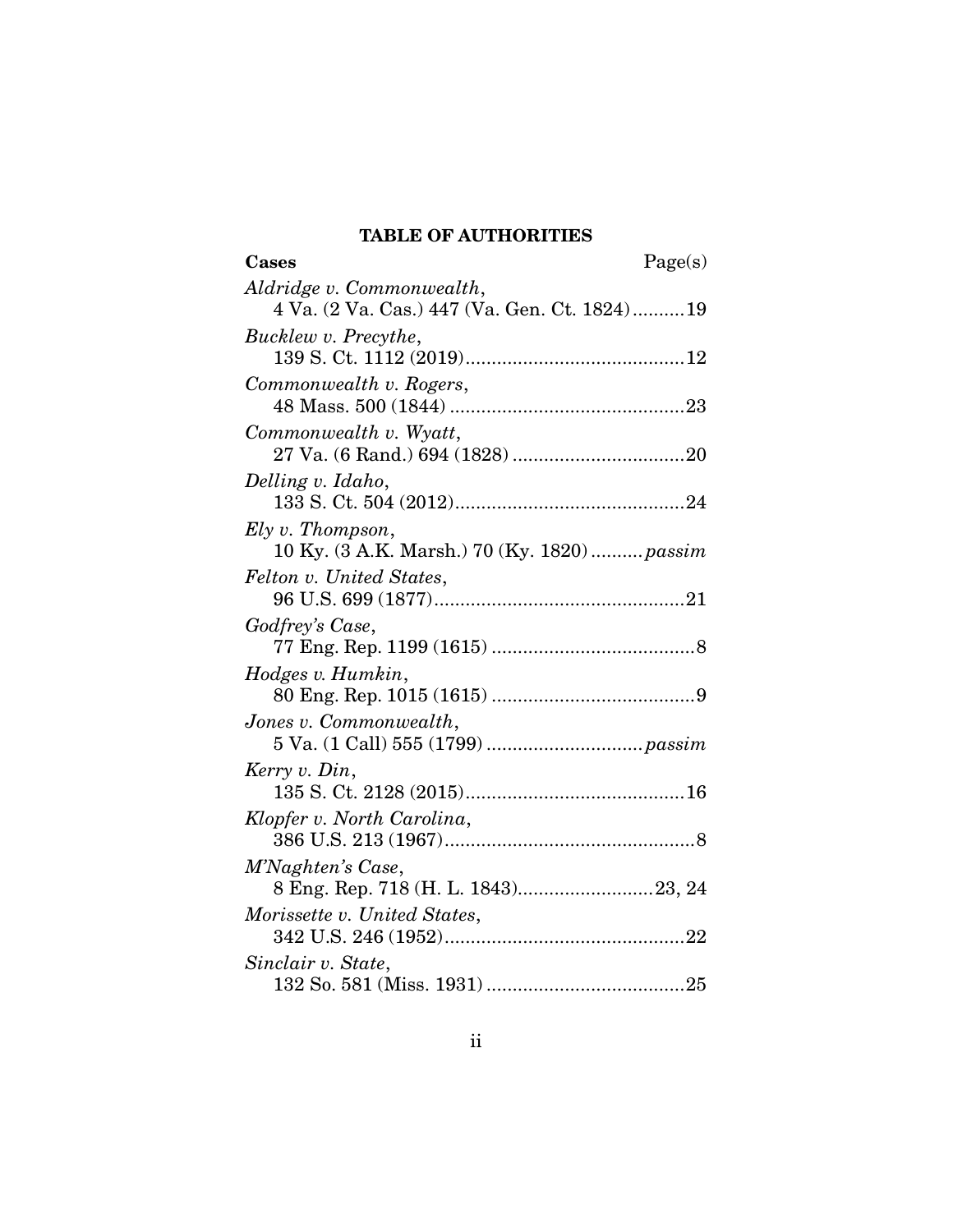## TABLE OF AUTHORITIES

**Cases** Page(s)

*Aldridge v. Commonwealth*,
4 Va. (2 Va. Cas.) 447 (Va. Gen. Ct. 1824) .......... 19

*Bucklew v. Precythe*,
139 S. Ct. 1112 (2019) .......................................... 12

*Commonwealth v. Rogers*,
48 Mass. 500 (1844) ............................................. 23

*Commonwealth v. Wyatt*,
27 Va. (6 Rand.) 694 (1828) ................................. 20

*Delling v. Idaho*,
133 S. Ct. 504 (2012) ............................................ 24

*Ely v. Thompson*,
10 Ky. (3 A.K. Marsh.) 70 (Ky. 1820) .......... *passim*

*Felton v. United States*,
96 U.S. 699 (1877) ................................................ 21

*Godfrey's Case*,
77 Eng. Rep. 1199 (1615) ....................................... 8

*Hodges v. Humkin*,
80 Eng. Rep. 1015 (1615) ....................................... 9

*Jones v. Commonwealth*,
5 Va. (1 Call) 555 (1799) ............................. *passim*

*Kerry v. Din*,
135 S. Ct. 2128 (2015) .......................................... 16

*Klopfer v. North Carolina*,
386 U.S. 213 (1967) ................................................ 8

*M'Naghten's Case*,
8 Eng. Rep. 718 (H. L. 1843) .......................... 23, 24

*Morissette v. United States*,
342 U.S. 246 (1952) .............................................. 22

*Sinclair v. State*,
132 So. 581 (Miss. 1931) ...................................... 25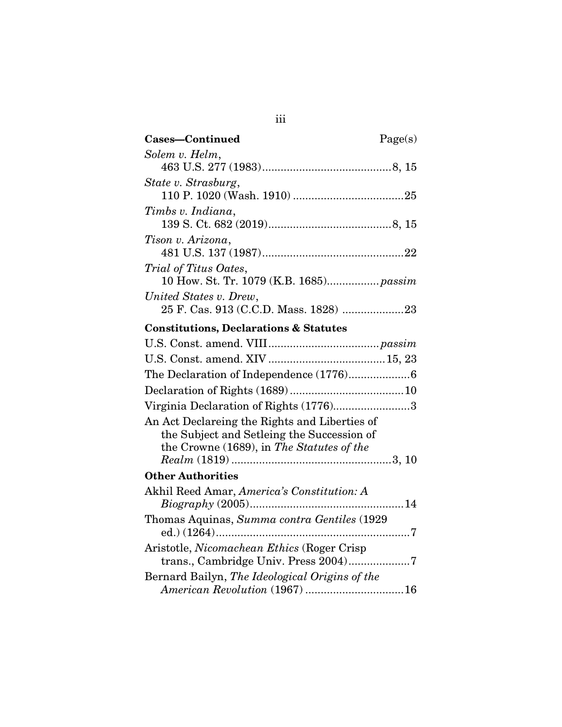**Cases—Continued** Page(s)

*Solem v. Helm*,
463 U.S. 277 (1983)........................................8, 15

*State v. Strasburg*,
110 P. 1020 (Wash. 1910) ...................................25

*Timbs v. Indiana*,
139 S. Ct. 682 (2019).......................................8, 15

*Tison v. Arizona*,
481 U.S. 137 (1987)............................................22

*Trial of Titus Oates*,
10 How. St. Tr. 1079 (K.B. 1685)................*passim*

*United States v. Drew*,
25 F. Cas. 913 (C.C.D. Mass. 1828) ...................23

**Constitutions, Declarations & Statutes**

U.S. Const. amend. VIII...................................*passim*

U.S. Const. amend. XIV .....................................15, 23

The Declaration of Independence (1776)...................6

Declaration of Rights (1689) ....................................10

Virginia Declaration of Rights (1776)........................3

An Act Declareing the Rights and Liberties of the Subject and Setleing the Succession of the Crowne (1689), in *The Statutes of the Realm* (1819) ...................................................3, 10

**Other Authorities**

Akhil Reed Amar, *America's Constitution: A Biography* (2005)................................................14

Thomas Aquinas, *Summa contra Gentiles* (1929 ed.) (1264)..............................................................7

Aristotle, *Nicomachean Ethics* (Roger Crisp trans., Cambridge Univ. Press 2004)...................7

Bernard Bailyn, *The Ideological Origins of the American Revolution* (1967) ...............................16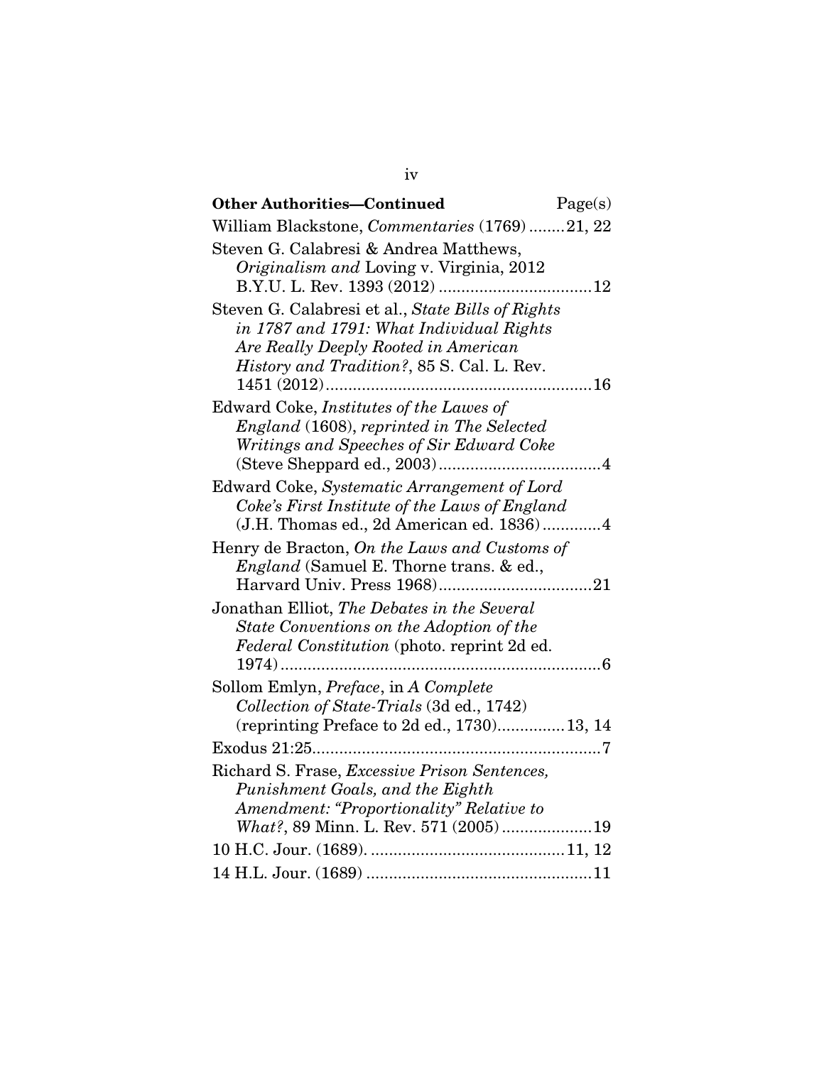**Other Authorities—Continued** Page(s)

William Blackstone, *Commentaries* (1769) ........21, 22

Steven G. Calabresi & Andrea Matthews, *Originalism and* Loving v. Virginia, 2012 B.Y.U. L. Rev. 1393 (2012) .................................12

Steven G. Calabresi et al., *State Bills of Rights in 1787 and 1791: What Individual Rights Are Really Deeply Rooted in American History and Tradition?*, 85 S. Cal. L. Rev. 1451 (2012) ..........................................................16

Edward Coke, *Institutes of the Lawes of England* (1608), *reprinted in The Selected Writings and Speeches of Sir Edward Coke* (Steve Sheppard ed., 2003) ....................................4

Edward Coke, *Systematic Arrangement of Lord Coke's First Institute of the Laws of England* (J.H. Thomas ed., 2d American ed. 1836) .............4

Henry de Bracton, *On the Laws and Customs of England* (Samuel E. Thorne trans. & ed., Harvard Univ. Press 1968) ..................................21

Jonathan Elliot, *The Debates in the Several State Conventions on the Adoption of the Federal Constitution* (photo. reprint 2d ed. 1974) ......................................................................6

Sollom Emlyn, *Preface*, in *A Complete Collection of State-Trials* (3d ed., 1742) (reprinting Preface to 2d ed., 1730)..............13, 14

Exodus 21:25 ................................................................7

Richard S. Frase, *Excessive Prison Sentences, Punishment Goals, and the Eighth Amendment: "Proportionality" Relative to What?*, 89 Minn. L. Rev. 571 (2005) ....................19

10 H.C. Jour. (1689). ..........................................11, 12

14 H.L. Jour. (1689) ..................................................11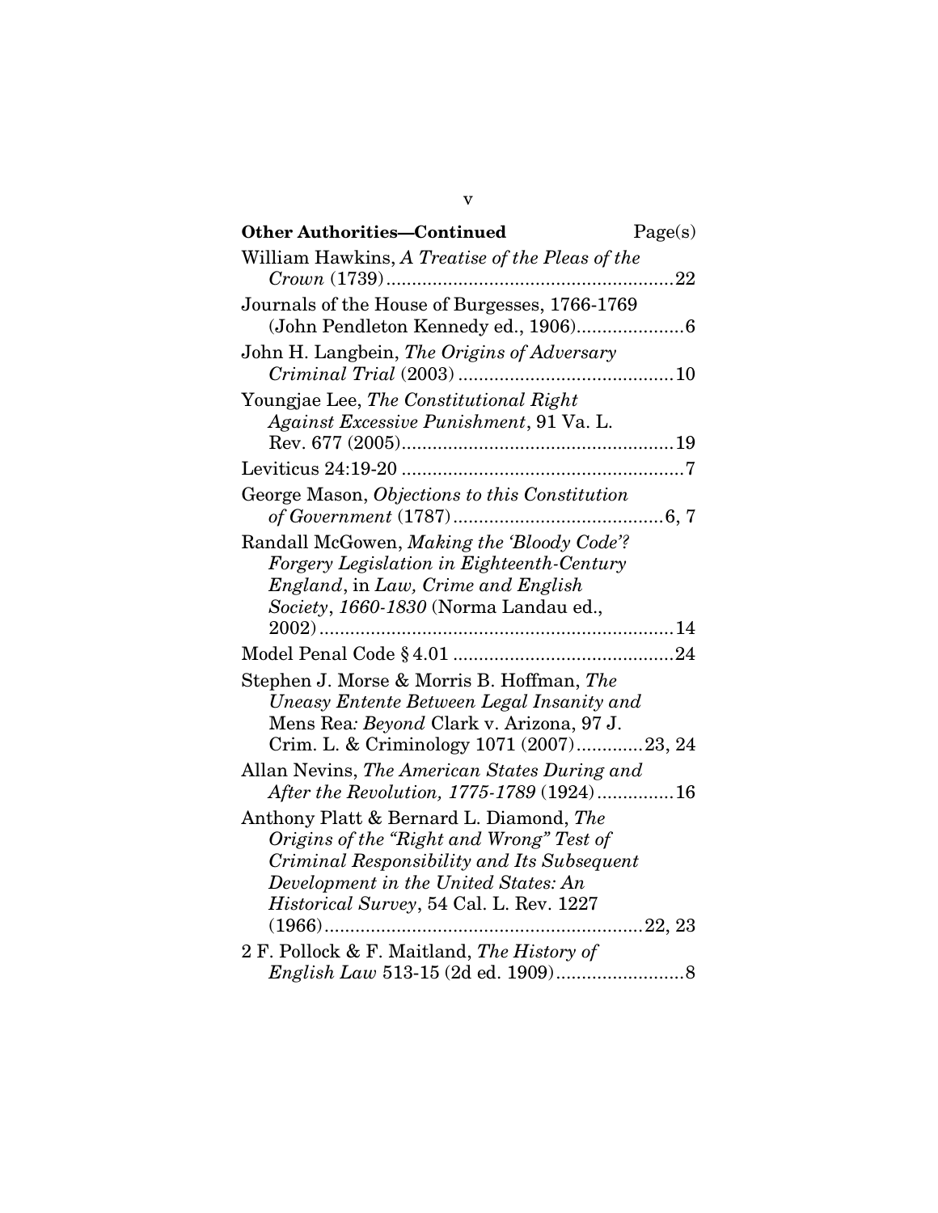| **Other Authorities—Continued** | Page(s) |
|---|---|
| William Hawkins, *A Treatise of the Pleas of the Crown* (1739) | 22 |
| Journals of the House of Burgesses, 1766-1769 (John Pendleton Kennedy ed., 1906) | 6 |
| John H. Langbein, *The Origins of Adversary Criminal Trial* (2003) | 10 |
| Youngjae Lee, *The Constitutional Right Against Excessive Punishment*, 91 Va. L. Rev. 677 (2005) | 19 |
| Leviticus 24:19-20 | 7 |
| George Mason, *Objections to this Constitution of Government* (1787) | 6, 7 |
| Randall McGowen, *Making the 'Bloody Code'? Forgery Legislation in Eighteenth-Century England*, in *Law, Crime and English Society, 1660-1830* (Norma Landau ed., 2002) | 14 |
| Model Penal Code § 4.01 | 24 |
| Stephen J. Morse & Morris B. Hoffman, *The Uneasy Entente Between Legal Insanity and* Mens Rea*: Beyond* Clark v. Arizona, 97 J. Crim. L. & Criminology 1071 (2007) | 23, 24 |
| Allan Nevins, *The American States During and After the Revolution, 1775-1789* (1924) | 16 |
| Anthony Platt & Bernard L. Diamond, *The Origins of the "Right and Wrong" Test of Criminal Responsibility and Its Subsequent Development in the United States: An Historical Survey*, 54 Cal. L. Rev. 1227 (1966) | 22, 23 |
| 2 F. Pollock & F. Maitland, *The History of English Law* 513-15 (2d ed. 1909) | 8 |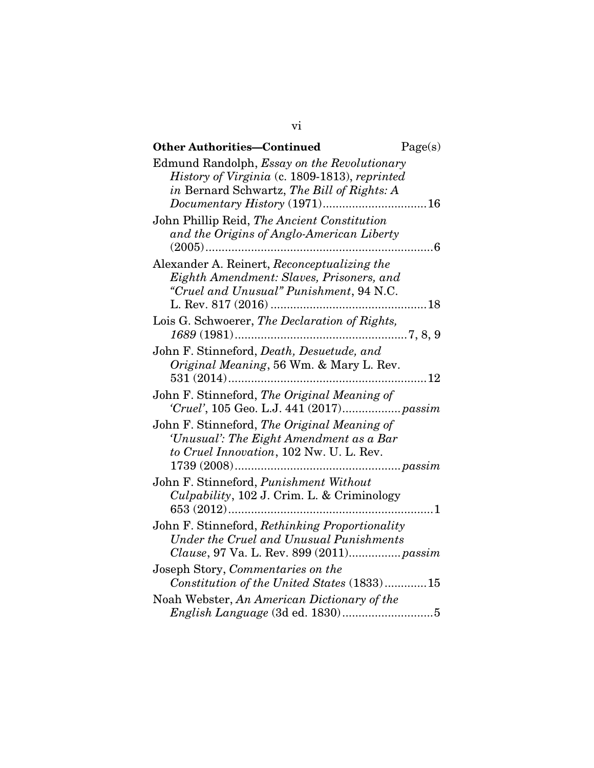**Other Authorities—Continued** Page(s)

Edmund Randolph, *Essay on the Revolutionary History of Virginia* (c. 1809-1813), *reprinted in* Bernard Schwartz, *The Bill of Rights: A Documentary History* (1971)................................16

John Phillip Reid, *The Ancient Constitution and the Origins of Anglo-American Liberty* (2005)......................................................................6

Alexander A. Reinert, *Reconceptualizing the Eighth Amendment: Slaves, Prisoners, and "Cruel and Unusual" Punishment*, 94 N.C. L. Rev. 817 (2016)................................................18

Lois G. Schwoerer, *The Declaration of Rights, 1689* (1981).....................................................7, 8, 9

John F. Stinneford, *Death, Desuetude, and Original Meaning*, 56 Wm. & Mary L. Rev. 531 (2014)............................................................12

John F. Stinneford, *The Original Meaning of 'Cruel'*, 105 Geo. L.J. 441 (2017)..................*passim*

John F. Stinneford, *The Original Meaning of 'Unusual': The Eight Amendment as a Bar to Cruel Innovation*, 102 Nw. U. L. Rev. 1739 (2008)..................................................*passim*

John F. Stinneford, *Punishment Without Culpability*, 102 J. Crim. L. & Criminology 653 (2012)..............................................................1

John F. Stinneford, *Rethinking Proportionality Under the Cruel and Unusual Punishments Clause*, 97 Va. L. Rev. 899 (2011)................*passim*

Joseph Story, *Commentaries on the Constitution of the United States* (1833).............15

Noah Webster, *An American Dictionary of the English Language* (3d ed. 1830)............................5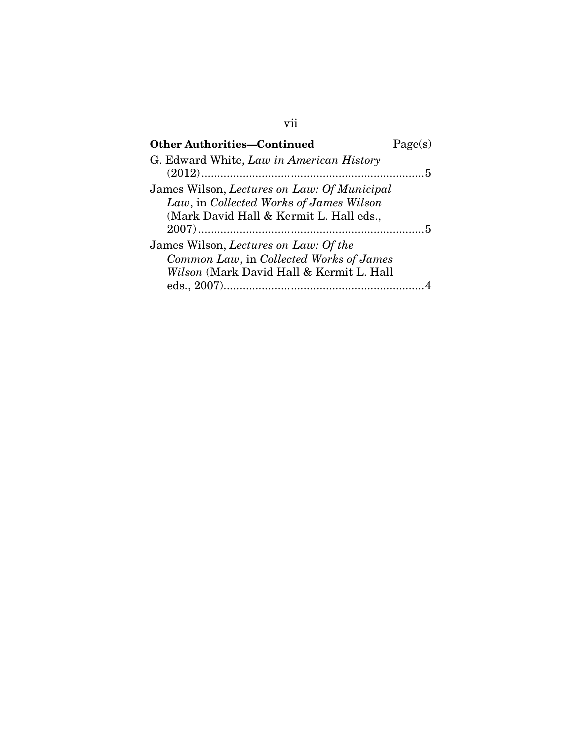| **Other Authorities—Continued** | Page(s) |
| --- | --- |
| G. Edward White, *Law in American History* (2012) | 5 |
| James Wilson, *Lectures on Law: Of Municipal Law*, in *Collected Works of James Wilson* (Mark David Hall & Kermit L. Hall eds., 2007) | 5 |
| James Wilson, *Lectures on Law: Of the Common Law*, in *Collected Works of James Wilson* (Mark David Hall & Kermit L. Hall eds., 2007) | 4 |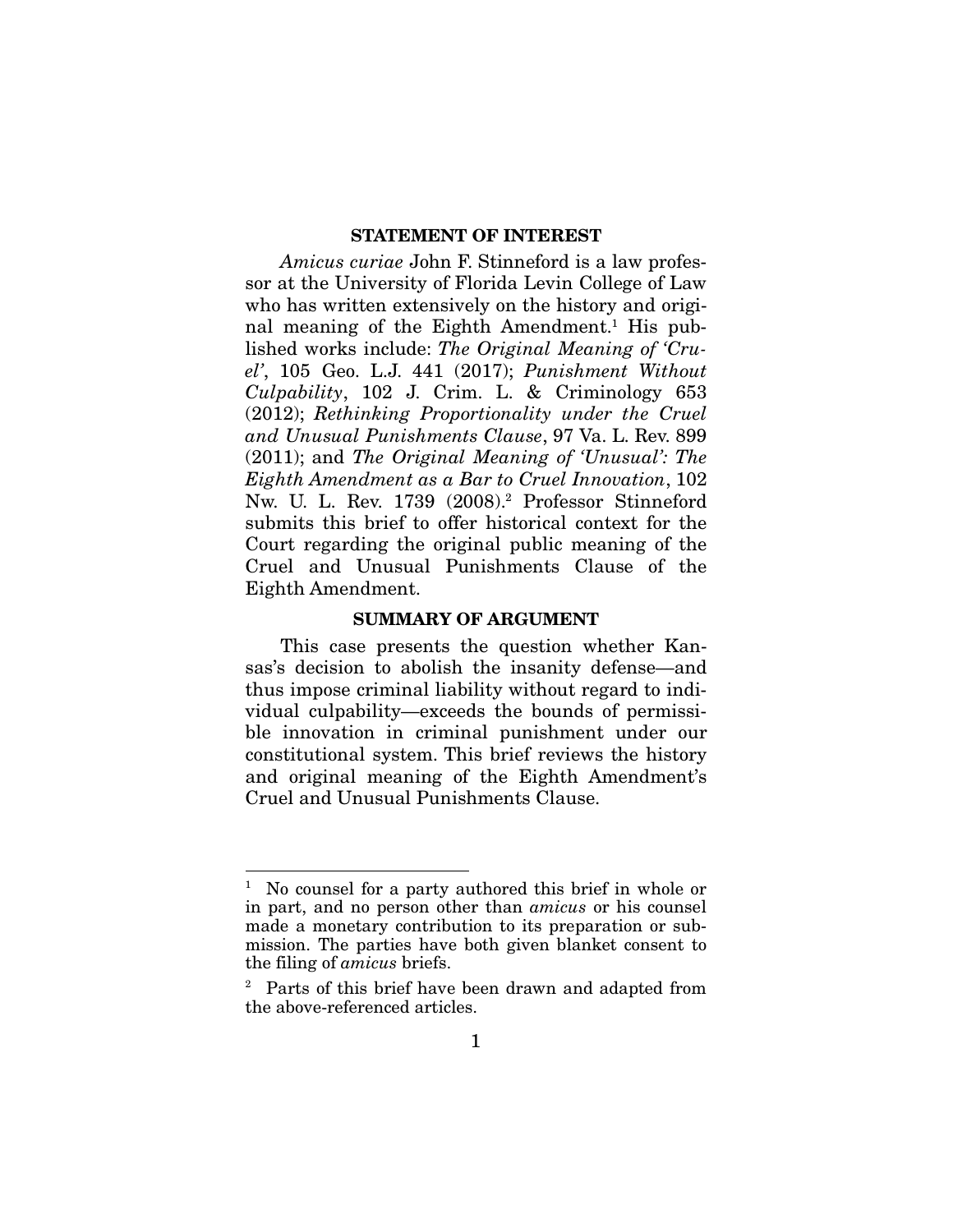## STATEMENT OF INTEREST

*Amicus curiae* John F. Stinneford is a law professor at the University of Florida Levin College of Law who has written extensively on the history and original meaning of the Eighth Amendment.[1] His published works include: *The Original Meaning of 'Cruel'*, 105 Geo. L.J. 441 (2017); *Punishment Without Culpability*, 102 J. Crim. L. & Criminology 653 (2012); *Rethinking Proportionality under the Cruel and Unusual Punishments Clause*, 97 Va. L. Rev. 899 (2011); and *The Original Meaning of 'Unusual': The Eighth Amendment as a Bar to Cruel Innovation*, 102 Nw. U. L. Rev. 1739 (2008).[2] Professor Stinneford submits this brief to offer historical context for the Court regarding the original public meaning of the Cruel and Unusual Punishments Clause of the Eighth Amendment.

## SUMMARY OF ARGUMENT

This case presents the question whether Kansas's decision to abolish the insanity defense—and thus impose criminal liability without regard to individual culpability—exceeds the bounds of permissible innovation in criminal punishment under our constitutional system. This brief reviews the history and original meaning of the Eighth Amendment's Cruel and Unusual Punishments Clause.

---

[1] No counsel for a party authored this brief in whole or in part, and no person other than *amicus* or his counsel made a monetary contribution to its preparation or submission. The parties have both given blanket consent to the filing of *amicus* briefs.

[2] Parts of this brief have been drawn and adapted from the above-referenced articles.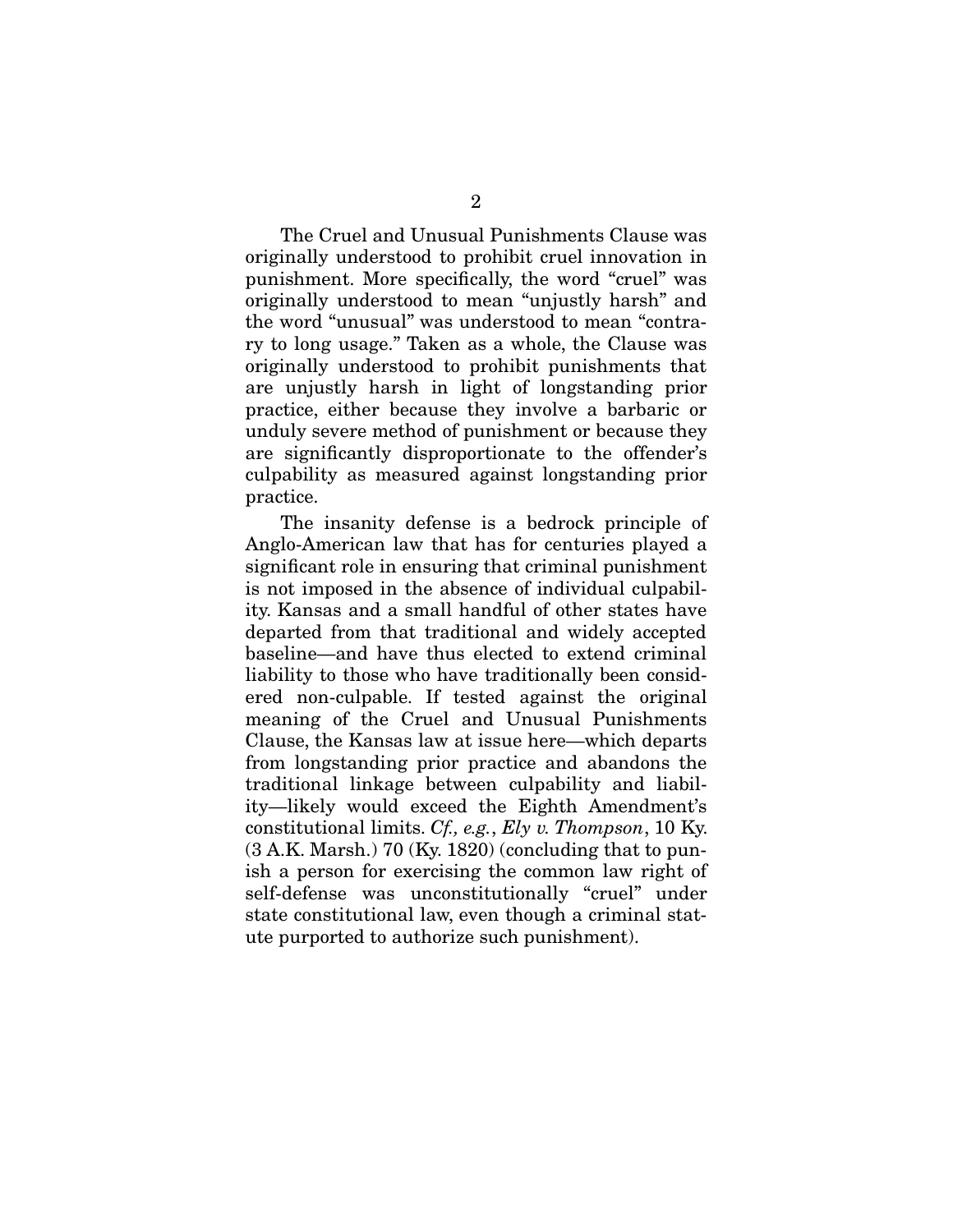The Cruel and Unusual Punishments Clause was originally understood to prohibit cruel innovation in punishment. More specifically, the word "cruel" was originally understood to mean "unjustly harsh" and the word "unusual" was understood to mean "contrary to long usage." Taken as a whole, the Clause was originally understood to prohibit punishments that are unjustly harsh in light of longstanding prior practice, either because they involve a barbaric or unduly severe method of punishment or because they are significantly disproportionate to the offender's culpability as measured against longstanding prior practice.

The insanity defense is a bedrock principle of Anglo-American law that has for centuries played a significant role in ensuring that criminal punishment is not imposed in the absence of individual culpability. Kansas and a small handful of other states have departed from that traditional and widely accepted baseline—and have thus elected to extend criminal liability to those who have traditionally been considered non-culpable. If tested against the original meaning of the Cruel and Unusual Punishments Clause, the Kansas law at issue here—which departs from longstanding prior practice and abandons the traditional linkage between culpability and liability—likely would exceed the Eighth Amendment's constitutional limits. *Cf., e.g.*, *Ely v. Thompson*, 10 Ky. (3 A.K. Marsh.) 70 (Ky. 1820) (concluding that to punish a person for exercising the common law right of self-defense was unconstitutionally "cruel" under state constitutional law, even though a criminal statute purported to authorize such punishment).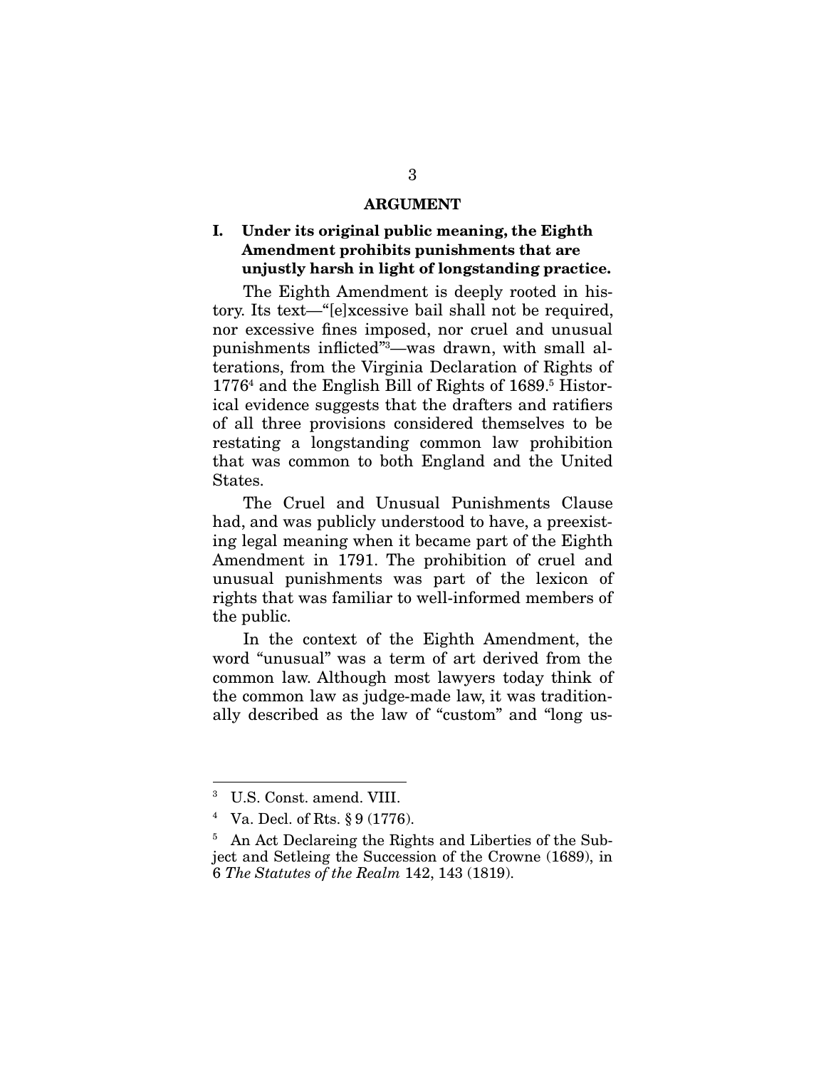## ARGUMENT

### I. Under its original public meaning, the Eighth Amendment prohibits punishments that are unjustly harsh in light of longstanding practice.

The Eighth Amendment is deeply rooted in history. Its text—"[e]xcessive bail shall not be required, nor excessive fines imposed, nor cruel and unusual punishments inflicted"[3]—was drawn, with small alterations, from the Virginia Declaration of Rights of 1776[4] and the English Bill of Rights of 1689.[5] Historical evidence suggests that the drafters and ratifiers of all three provisions considered themselves to be restating a longstanding common law prohibition that was common to both England and the United States.

The Cruel and Unusual Punishments Clause had, and was publicly understood to have, a preexisting legal meaning when it became part of the Eighth Amendment in 1791. The prohibition of cruel and unusual punishments was part of the lexicon of rights that was familiar to well-informed members of the public.

In the context of the Eighth Amendment, the word "unusual" was a term of art derived from the common law. Although most lawyers today think of the common law as judge-made law, it was traditionally described as the law of "custom" and "long us-

---

[3] U.S. Const. amend. VIII.

[4] Va. Decl. of Rts. § 9 (1776).

[5] An Act Declareing the Rights and Liberties of the Subject and Setleing the Succession of the Crowne (1689), in 6 *The Statutes of the Realm* 142, 143 (1819).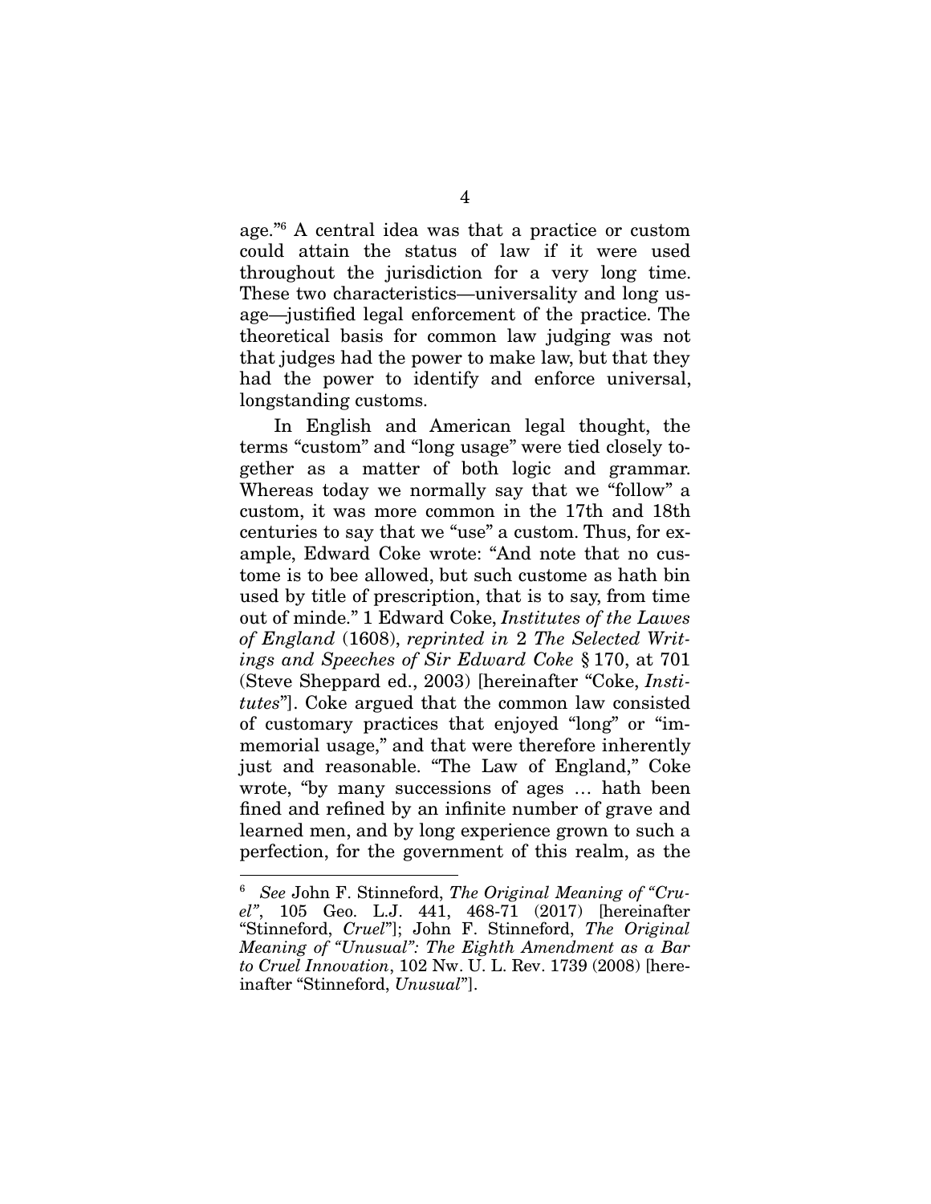age."[6] A central idea was that a practice or custom could attain the status of law if it were used throughout the jurisdiction for a very long time. These two characteristics—universality and long usage—justified legal enforcement of the practice. The theoretical basis for common law judging was not that judges had the power to make law, but that they had the power to identify and enforce universal, longstanding customs.

In English and American legal thought, the terms "custom" and "long usage" were tied closely together as a matter of both logic and grammar. Whereas today we normally say that we "follow" a custom, it was more common in the 17th and 18th centuries to say that we "use" a custom. Thus, for example, Edward Coke wrote: "And note that no custome is to bee allowed, but such custome as hath bin used by title of prescription, that is to say, from time out of minde." 1 Edward Coke, *Institutes of the Lawes of England* (1608), *reprinted in* 2 *The Selected Writings and Speeches of Sir Edward Coke* § 170, at 701 (Steve Sheppard ed., 2003) [hereinafter "Coke, *Institutes*"]. Coke argued that the common law consisted of customary practices that enjoyed "long" or "immemorial usage," and that were therefore inherently just and reasonable. "The Law of England," Coke wrote, "by many successions of ages … hath been fined and refined by an infinite number of grave and learned men, and by long experience grown to such a perfection, for the government of this realm, as the

---

[6] *See* John F. Stinneford, *The Original Meaning of "Cruel"*, 105 Geo. L.J. 441, 468-71 (2017) [hereinafter "Stinneford, *Cruel*"]; John F. Stinneford, *The Original Meaning of "Unusual": The Eighth Amendment as a Bar to Cruel Innovation*, 102 Nw. U. L. Rev. 1739 (2008) [hereinafter "Stinneford, *Unusual*"].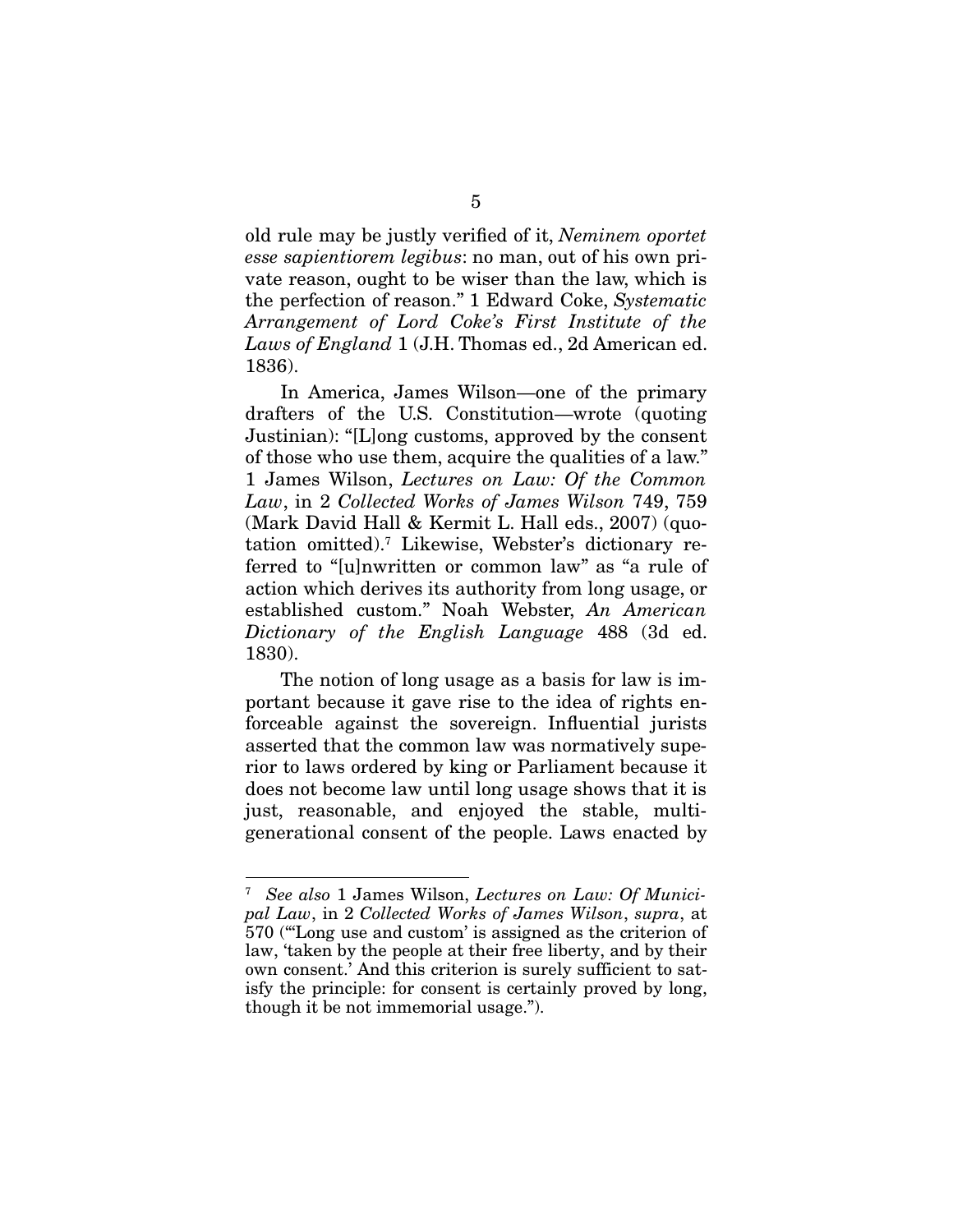old rule may be justly verified of it, *Neminem oportet esse sapientiorem legibus*: no man, out of his own private reason, ought to be wiser than the law, which is the perfection of reason." 1 Edward Coke, *Systematic Arrangement of Lord Coke's First Institute of the Laws of England* 1 (J.H. Thomas ed., 2d American ed. 1836).

In America, James Wilson—one of the primary drafters of the U.S. Constitution—wrote (quoting Justinian): "[L]ong customs, approved by the consent of those who use them, acquire the qualities of a law." 1 James Wilson, *Lectures on Law: Of the Common Law*, in 2 *Collected Works of James Wilson* 749, 759 (Mark David Hall & Kermit L. Hall eds., 2007) (quotation omitted).[7] Likewise, Webster's dictionary referred to "[u]nwritten or common law" as "a rule of action which derives its authority from long usage, or established custom." Noah Webster, *An American Dictionary of the English Language* 488 (3d ed. 1830).

The notion of long usage as a basis for law is important because it gave rise to the idea of rights enforceable against the sovereign. Influential jurists asserted that the common law was normatively superior to laws ordered by king or Parliament because it does not become law until long usage shows that it is just, reasonable, and enjoyed the stable, multi-generational consent of the people. Laws enacted by

---

[7] *See also* 1 James Wilson, *Lectures on Law: Of Municipal Law*, in 2 *Collected Works of James Wilson*, *supra*, at 570 ("'Long use and custom' is assigned as the criterion of law, 'taken by the people at their free liberty, and by their own consent.' And this criterion is surely sufficient to satisfy the principle: for consent is certainly proved by long, though it be not immemorial usage.").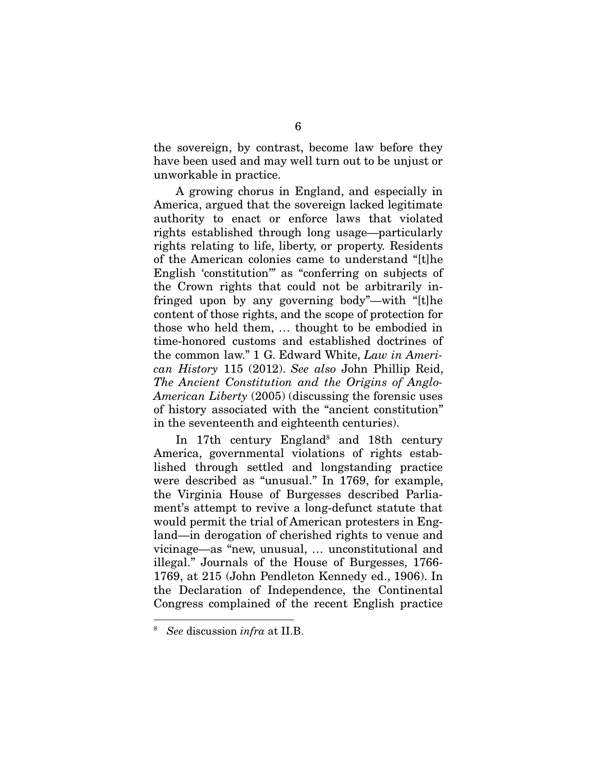the sovereign, by contrast, become law before they have been used and may well turn out to be unjust or unworkable in practice.

A growing chorus in England, and especially in America, argued that the sovereign lacked legitimate authority to enact or enforce laws that violated rights established through long usage—particularly rights relating to life, liberty, or property. Residents of the American colonies came to understand "[t]he English 'constitution'" as "conferring on subjects of the Crown rights that could not be arbitrarily infringed upon by any governing body"—with "[t]he content of those rights, and the scope of protection for those who held them, … thought to be embodied in time-honored customs and established doctrines of the common law." 1 G. Edward White, *Law in American History* 115 (2012). *See also* John Phillip Reid, *The Ancient Constitution and the Origins of Anglo-American Liberty* (2005) (discussing the forensic uses of history associated with the "ancient constitution" in the seventeenth and eighteenth centuries).

In 17th century England[8] and 18th century America, governmental violations of rights established through settled and longstanding practice were described as "unusual." In 1769, for example, the Virginia House of Burgesses described Parliament's attempt to revive a long-defunct statute that would permit the trial of American protesters in England—in derogation of cherished rights to venue and vicinage—as "new, unusual, … unconstitutional and illegal." Journals of the House of Burgesses, 1766-1769, at 215 (John Pendleton Kennedy ed., 1906). In the Declaration of Independence, the Continental Congress complained of the recent English practice

[8] *See* discussion *infra* at II.B.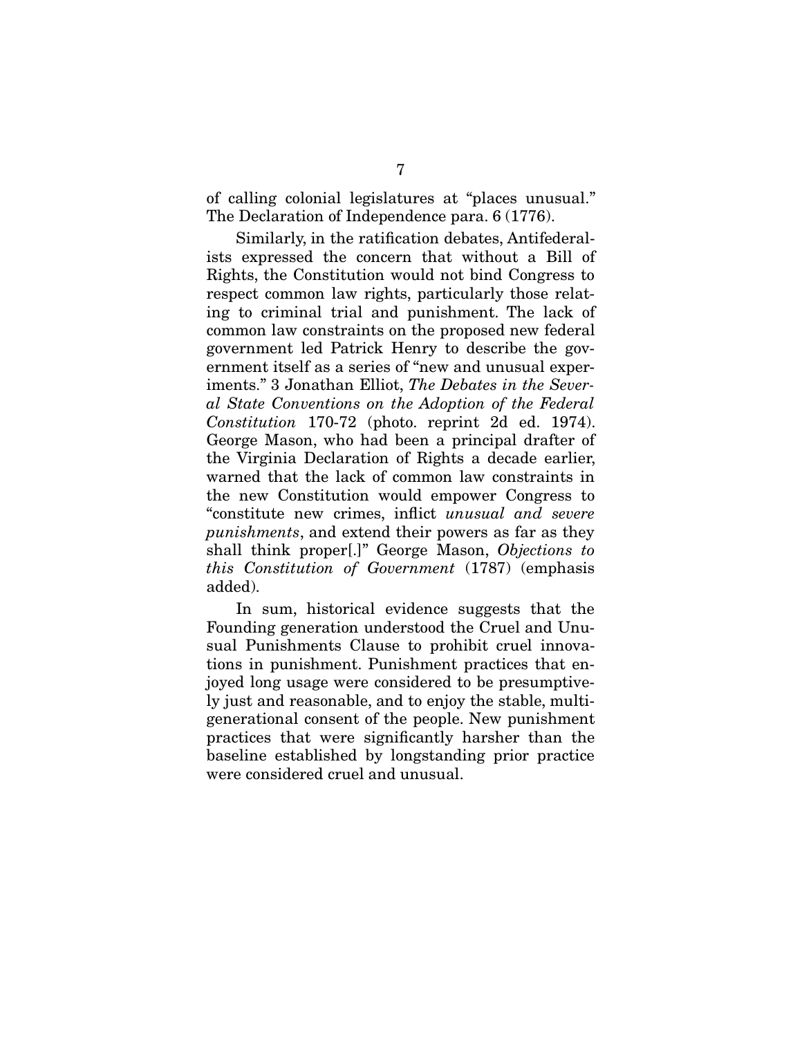of calling colonial legislatures at "places unusual." The Declaration of Independence para. 6 (1776).

Similarly, in the ratification debates, Antifederalists expressed the concern that without a Bill of Rights, the Constitution would not bind Congress to respect common law rights, particularly those relating to criminal trial and punishment. The lack of common law constraints on the proposed new federal government led Patrick Henry to describe the government itself as a series of "new and unusual experiments." 3 Jonathan Elliot, *The Debates in the Several State Conventions on the Adoption of the Federal Constitution* 170-72 (photo. reprint 2d ed. 1974). George Mason, who had been a principal drafter of the Virginia Declaration of Rights a decade earlier, warned that the lack of common law constraints in the new Constitution would empower Congress to "constitute new crimes, inflict *unusual and severe punishments*, and extend their powers as far as they shall think proper[.]" George Mason, *Objections to this Constitution of Government* (1787) (emphasis added).

In sum, historical evidence suggests that the Founding generation understood the Cruel and Unusual Punishments Clause to prohibit cruel innovations in punishment. Punishment practices that enjoyed long usage were considered to be presumptively just and reasonable, and to enjoy the stable, multigenerational consent of the people. New punishment practices that were significantly harsher than the baseline established by longstanding prior practice were considered cruel and unusual.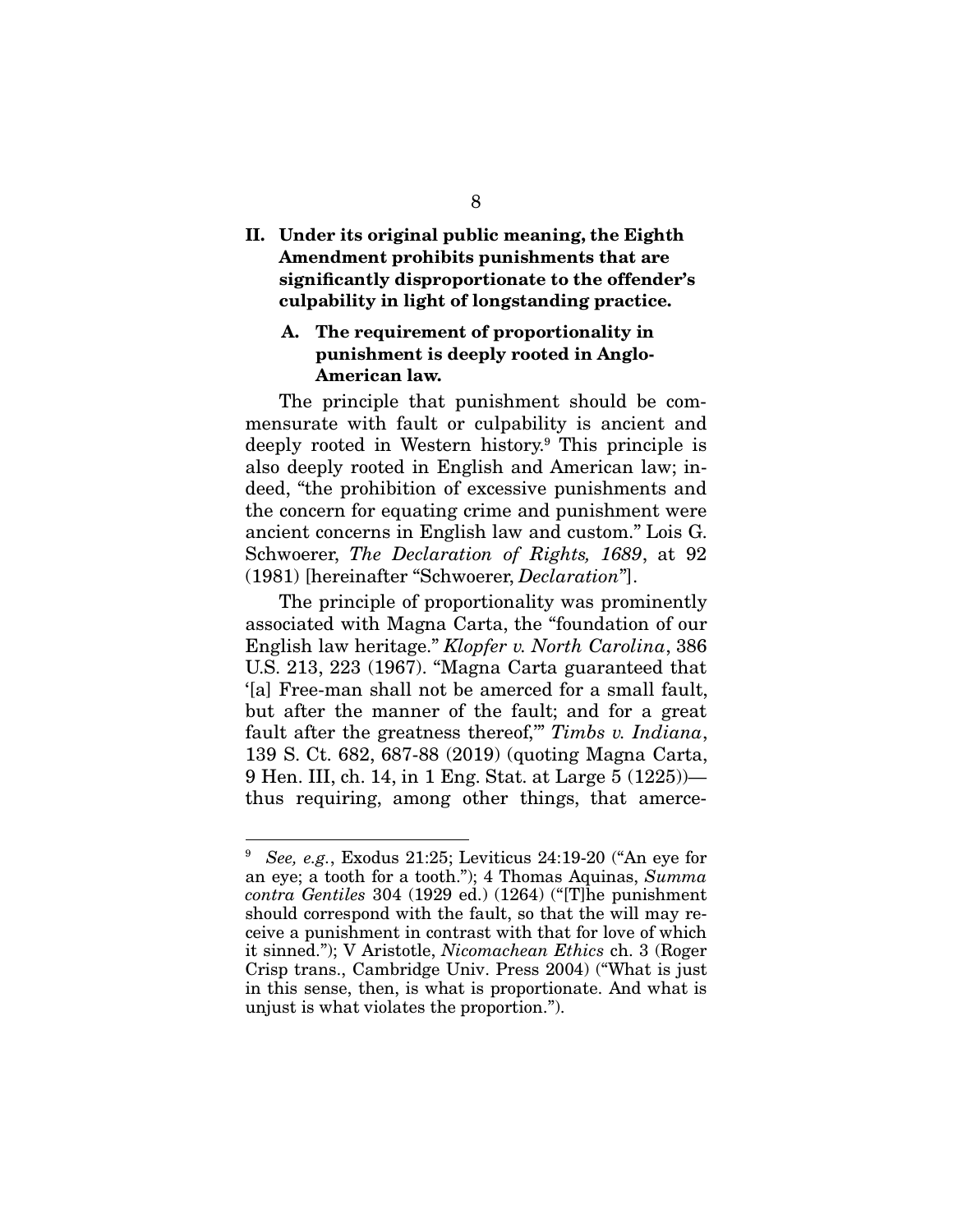## II. Under its original public meaning, the Eighth Amendment prohibits punishments that are significantly disproportionate to the offender's culpability in light of longstanding practice.

### A. The requirement of proportionality in punishment is deeply rooted in Anglo-American law.

The principle that punishment should be commensurate with fault or culpability is ancient and deeply rooted in Western history.[9] This principle is also deeply rooted in English and American law; indeed, "the prohibition of excessive punishments and the concern for equating crime and punishment were ancient concerns in English law and custom." Lois G. Schwoerer, *The Declaration of Rights, 1689*, at 92 (1981) [hereinafter "Schwoerer, *Declaration*"].

The principle of proportionality was prominently associated with Magna Carta, the "foundation of our English law heritage." *Klopfer v. North Carolina*, 386 U.S. 213, 223 (1967). "Magna Carta guaranteed that '[a] Free-man shall not be amerced for a small fault, but after the manner of the fault; and for a great fault after the greatness thereof,'" *Timbs v. Indiana*, 139 S. Ct. 682, 687-88 (2019) (quoting Magna Carta, 9 Hen. III, ch. 14, in 1 Eng. Stat. at Large 5 (1225))—thus requiring, among other things, that amerce-

---

[9] *See, e.g.*, Exodus 21:25; Leviticus 24:19-20 ("An eye for an eye; a tooth for a tooth."); 4 Thomas Aquinas, *Summa contra Gentiles* 304 (1929 ed.) (1264) ("[T]he punishment should correspond with the fault, so that the will may receive a punishment in contrast with that for love of which it sinned."); V Aristotle, *Nicomachean Ethics* ch. 3 (Roger Crisp trans., Cambridge Univ. Press 2004) ("What is just in this sense, then, is what is proportionate. And what is unjust is what violates the proportion.").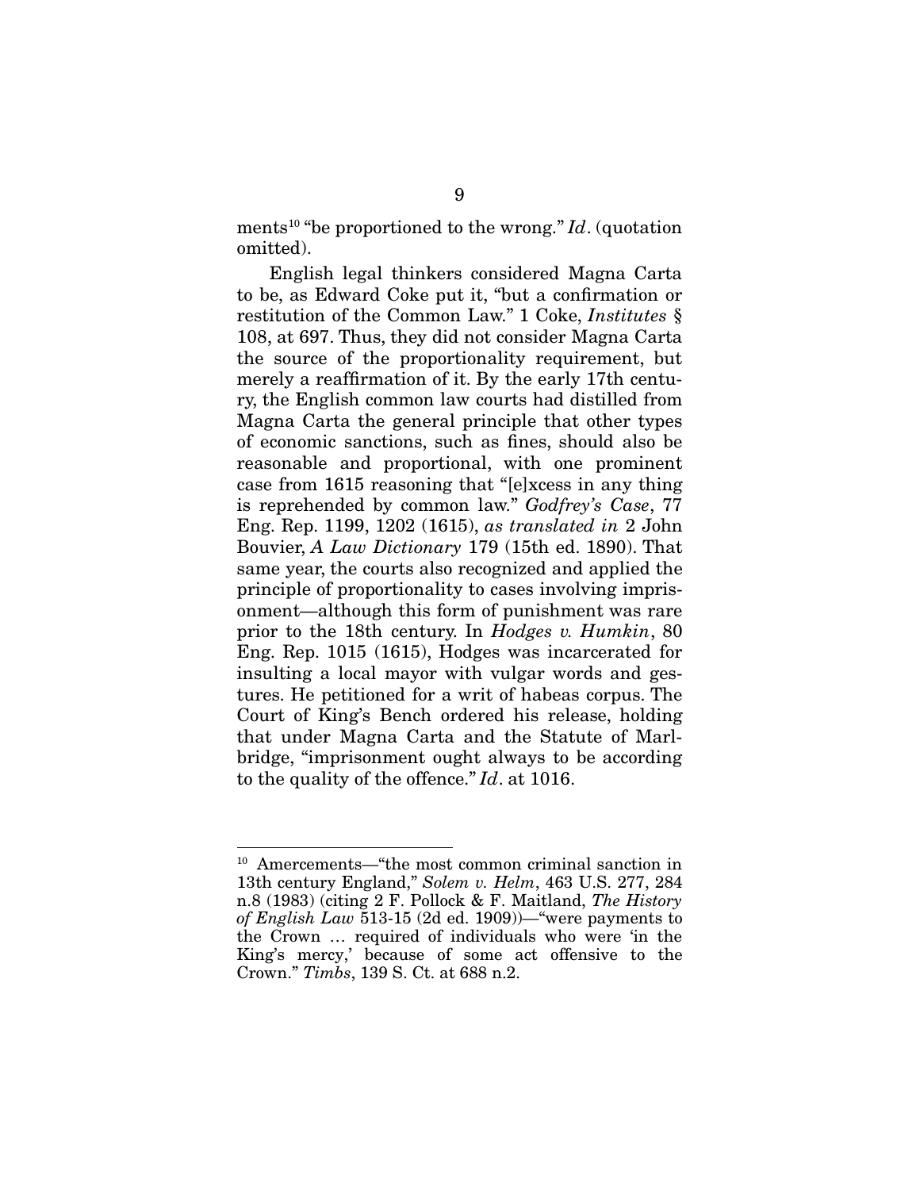ments[10] "be proportioned to the wrong." *Id*. (quotation omitted).

English legal thinkers considered Magna Carta to be, as Edward Coke put it, "but a confirmation or restitution of the Common Law." 1 Coke, *Institutes* § 108, at 697. Thus, they did not consider Magna Carta the source of the proportionality requirement, but merely a reaffirmation of it. By the early 17th century, the English common law courts had distilled from Magna Carta the general principle that other types of economic sanctions, such as fines, should also be reasonable and proportional, with one prominent case from 1615 reasoning that "[e]xcess in any thing is reprehended by common law." *Godfrey's Case*, 77 Eng. Rep. 1199, 1202 (1615), *as translated in* 2 John Bouvier, *A Law Dictionary* 179 (15th ed. 1890). That same year, the courts also recognized and applied the principle of proportionality to cases involving imprisonment—although this form of punishment was rare prior to the 18th century. In *Hodges v. Humkin*, 80 Eng. Rep. 1015 (1615), Hodges was incarcerated for insulting a local mayor with vulgar words and gestures. He petitioned for a writ of habeas corpus. The Court of King's Bench ordered his release, holding that under Magna Carta and the Statute of Marlbridge, "imprisonment ought always to be according to the quality of the offence." *Id*. at 1016.

---

[10] Amercements—"the most common criminal sanction in 13th century England," *Solem v. Helm*, 463 U.S. 277, 284 n.8 (1983) (citing 2 F. Pollock & F. Maitland, *The History of English Law* 513-15 (2d ed. 1909))—"were payments to the Crown … required of individuals who were 'in the King's mercy,' because of some act offensive to the Crown." *Timbs*, 139 S. Ct. at 688 n.2.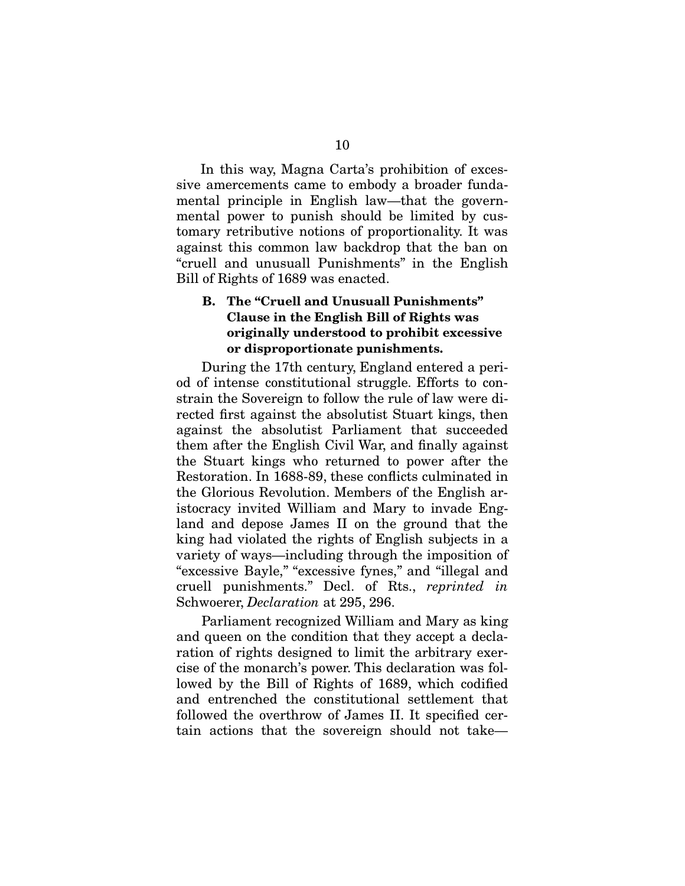In this way, Magna Carta's prohibition of excessive amercements came to embody a broader fundamental principle in English law—that the governmental power to punish should be limited by customary retributive notions of proportionality. It was against this common law backdrop that the ban on "cruell and unusuall Punishments" in the English Bill of Rights of 1689 was enacted.

### B. The "Cruell and Unusuall Punishments" Clause in the English Bill of Rights was originally understood to prohibit excessive or disproportionate punishments.

During the 17th century, England entered a period of intense constitutional struggle. Efforts to constrain the Sovereign to follow the rule of law were directed first against the absolutist Stuart kings, then against the absolutist Parliament that succeeded them after the English Civil War, and finally against the Stuart kings who returned to power after the Restoration. In 1688-89, these conflicts culminated in the Glorious Revolution. Members of the English aristocracy invited William and Mary to invade England and depose James II on the ground that the king had violated the rights of English subjects in a variety of ways—including through the imposition of "excessive Bayle," "excessive fynes," and "illegal and cruell punishments." Decl. of Rts., *reprinted in* Schwoerer, *Declaration* at 295, 296.

Parliament recognized William and Mary as king and queen on the condition that they accept a declaration of rights designed to limit the arbitrary exercise of the monarch's power. This declaration was followed by the Bill of Rights of 1689, which codified and entrenched the constitutional settlement that followed the overthrow of James II. It specified certain actions that the sovereign should not take—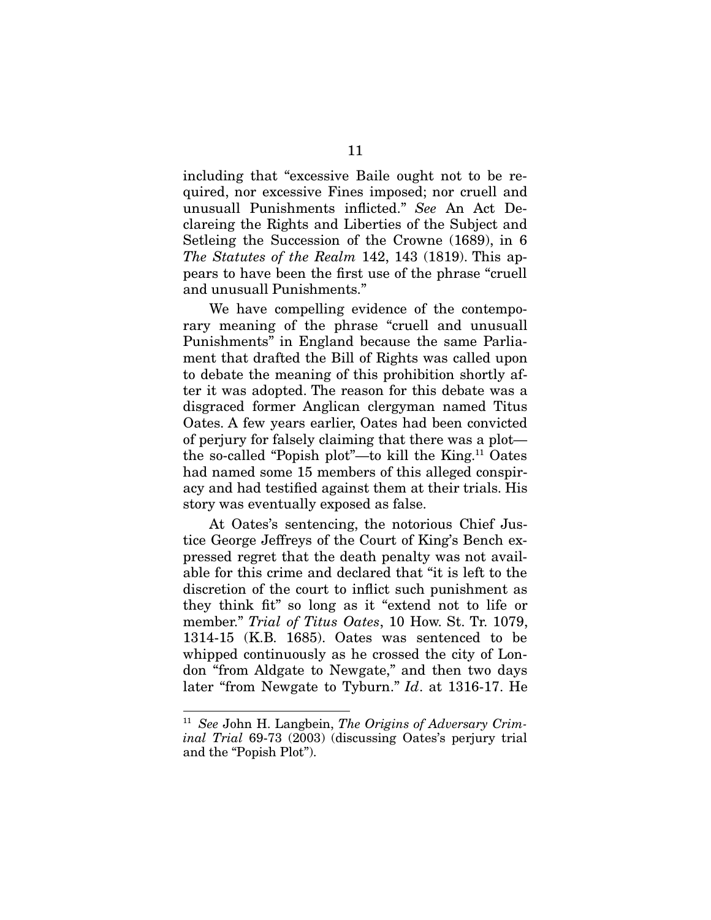including that "excessive Baile ought not to be required, nor excessive Fines imposed; nor cruell and unusuall Punishments inflicted." *See* An Act Declareing the Rights and Liberties of the Subject and Setleing the Succession of the Crowne (1689), in 6 *The Statutes of the Realm* 142, 143 (1819). This appears to have been the first use of the phrase "cruell and unusuall Punishments."

We have compelling evidence of the contemporary meaning of the phrase "cruell and unusuall Punishments" in England because the same Parliament that drafted the Bill of Rights was called upon to debate the meaning of this prohibition shortly after it was adopted. The reason for this debate was a disgraced former Anglican clergyman named Titus Oates. A few years earlier, Oates had been convicted of perjury for falsely claiming that there was a plot—the so-called "Popish plot"—to kill the King.[11] Oates had named some 15 members of this alleged conspiracy and had testified against them at their trials. His story was eventually exposed as false.

At Oates's sentencing, the notorious Chief Justice George Jeffreys of the Court of King's Bench expressed regret that the death penalty was not available for this crime and declared that "it is left to the discretion of the court to inflict such punishment as they think fit" so long as it "extend not to life or member." *Trial of Titus Oates*, 10 How. St. Tr. 1079, 1314-15 (K.B. 1685). Oates was sentenced to be whipped continuously as he crossed the city of London "from Aldgate to Newgate," and then two days later "from Newgate to Tyburn." *Id*. at 1316-17. He

---

[11] *See* John H. Langbein, *The Origins of Adversary Criminal Trial* 69-73 (2003) (discussing Oates's perjury trial and the "Popish Plot").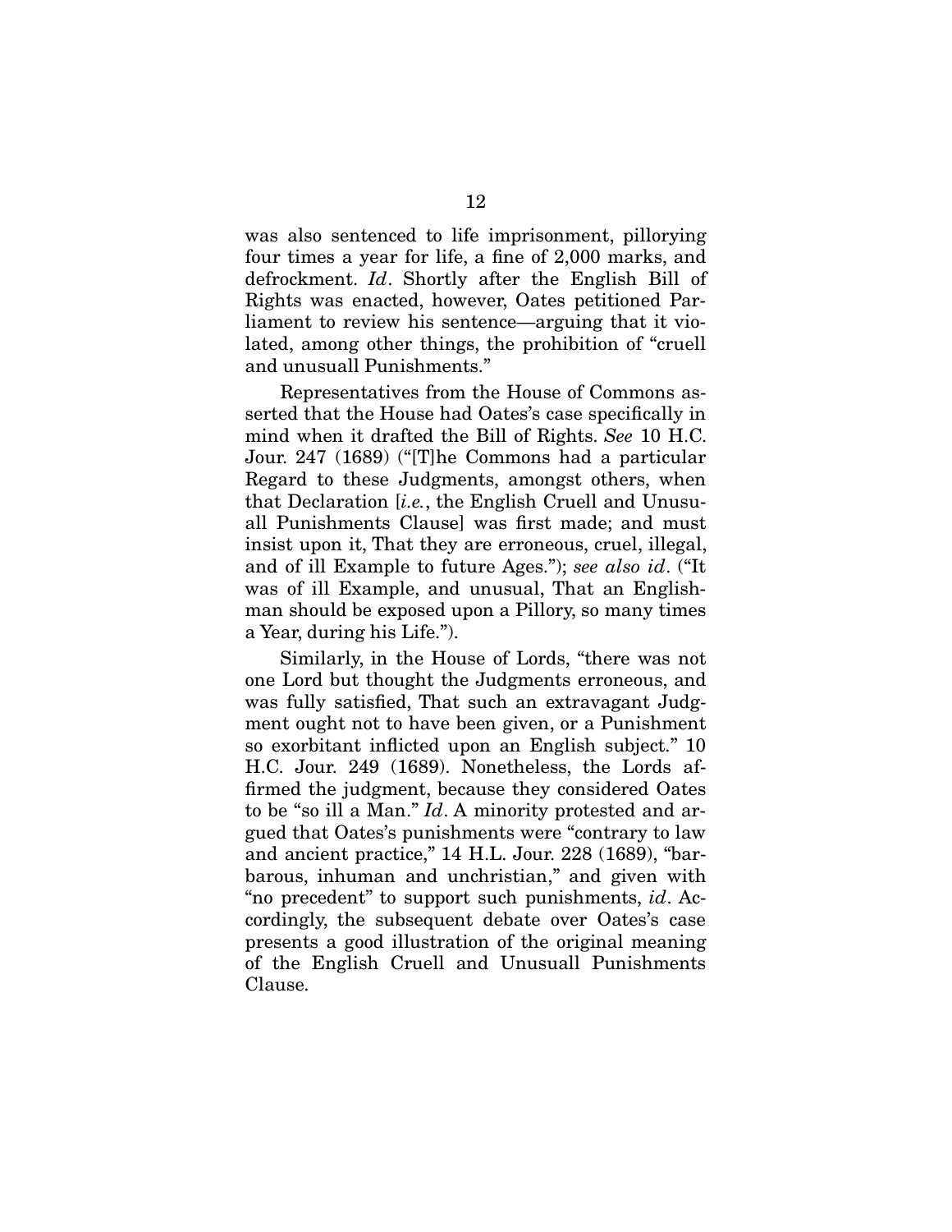was also sentenced to life imprisonment, pillorying four times a year for life, a fine of 2,000 marks, and defrockment. *Id*. Shortly after the English Bill of Rights was enacted, however, Oates petitioned Parliament to review his sentence—arguing that it violated, among other things, the prohibition of "cruell and unusuall Punishments."

Representatives from the House of Commons asserted that the House had Oates's case specifically in mind when it drafted the Bill of Rights. *See* 10 H.C. Jour. 247 (1689) ("[T]he Commons had a particular Regard to these Judgments, amongst others, when that Declaration [*i.e.*, the English Cruell and Unusuall Punishments Clause] was first made; and must insist upon it, That they are erroneous, cruel, illegal, and of ill Example to future Ages."); *see also id*. ("It was of ill Example, and unusual, That an Englishman should be exposed upon a Pillory, so many times a Year, during his Life.").

Similarly, in the House of Lords, "there was not one Lord but thought the Judgments erroneous, and was fully satisfied, That such an extravagant Judgment ought not to have been given, or a Punishment so exorbitant inflicted upon an English subject." 10 H.C. Jour. 249 (1689). Nonetheless, the Lords affirmed the judgment, because they considered Oates to be "so ill a Man." *Id*. A minority protested and argued that Oates's punishments were "contrary to law and ancient practice," 14 H.L. Jour. 228 (1689), "barbarous, inhuman and unchristian," and given with "no precedent" to support such punishments, *id*. Accordingly, the subsequent debate over Oates's case presents a good illustration of the original meaning of the English Cruell and Unusuall Punishments Clause.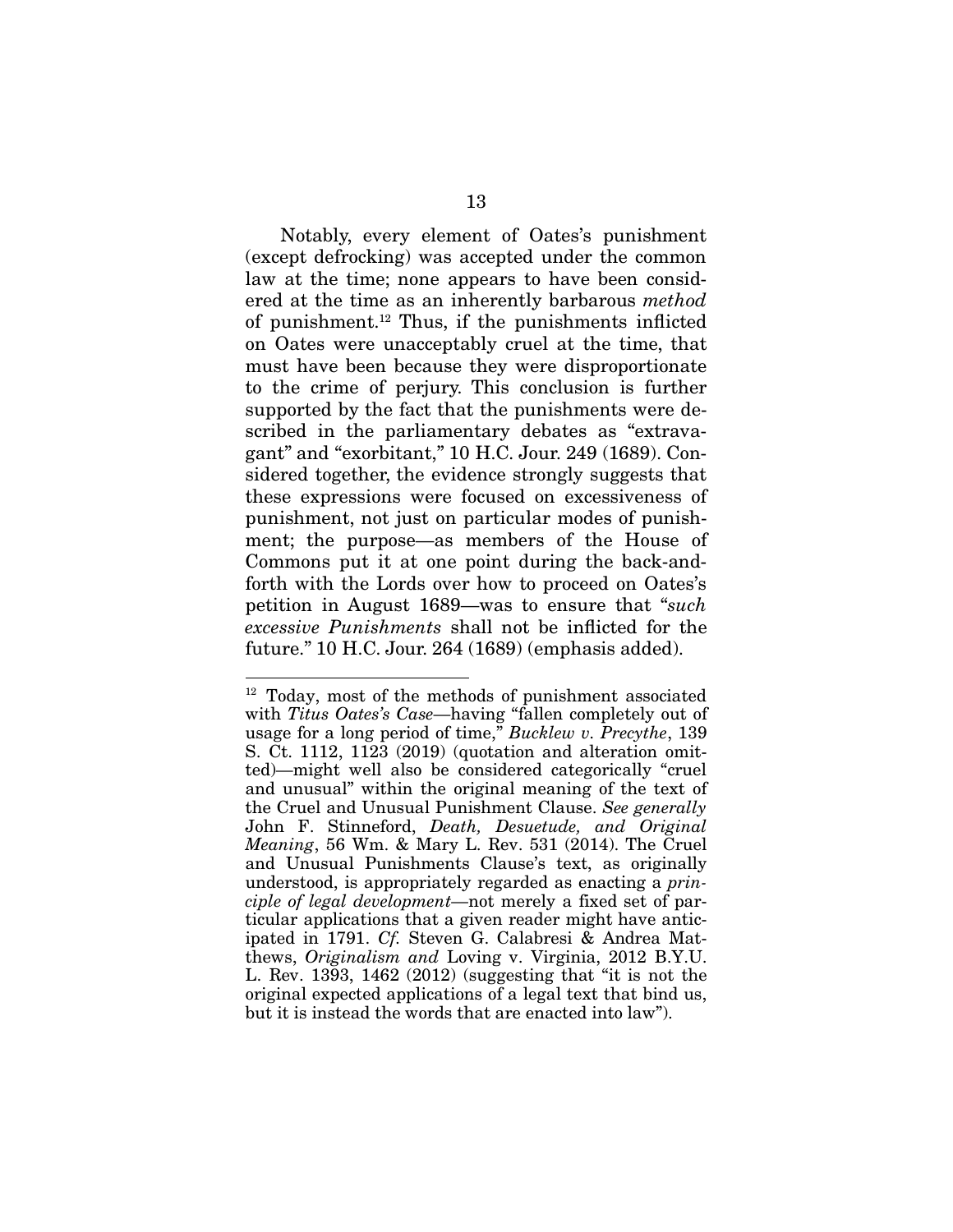Notably, every element of Oates's punishment (except defrocking) was accepted under the common law at the time; none appears to have been considered at the time as an inherently barbarous *method* of punishment.[12] Thus, if the punishments inflicted on Oates were unacceptably cruel at the time, that must have been because they were disproportionate to the crime of perjury. This conclusion is further supported by the fact that the punishments were described in the parliamentary debates as "extravagant" and "exorbitant," 10 H.C. Jour. 249 (1689). Considered together, the evidence strongly suggests that these expressions were focused on excessiveness of punishment, not just on particular modes of punishment; the purpose—as members of the House of Commons put it at one point during the back-and-forth with the Lords over how to proceed on Oates's petition in August 1689—was to ensure that "*such excessive Punishments* shall not be inflicted for the future." 10 H.C. Jour. 264 (1689) (emphasis added).

---

[12] Today, most of the methods of punishment associated with *Titus Oates's Case*—having "fallen completely out of usage for a long period of time," *Bucklew v. Precythe*, 139 S. Ct. 1112, 1123 (2019) (quotation and alteration omitted)—might well also be considered categorically "cruel and unusual" within the original meaning of the text of the Cruel and Unusual Punishment Clause. *See generally* John F. Stinneford, *Death, Desuetude, and Original Meaning*, 56 Wm. & Mary L. Rev. 531 (2014). The Cruel and Unusual Punishments Clause's text, as originally understood, is appropriately regarded as enacting a *principle of legal development*—not merely a fixed set of particular applications that a given reader might have anticipated in 1791. *Cf.* Steven G. Calabresi & Andrea Matthews, *Originalism and* Loving v. Virginia, 2012 B.Y.U. L. Rev. 1393, 1462 (2012) (suggesting that "it is not the original expected applications of a legal text that bind us, but it is instead the words that are enacted into law").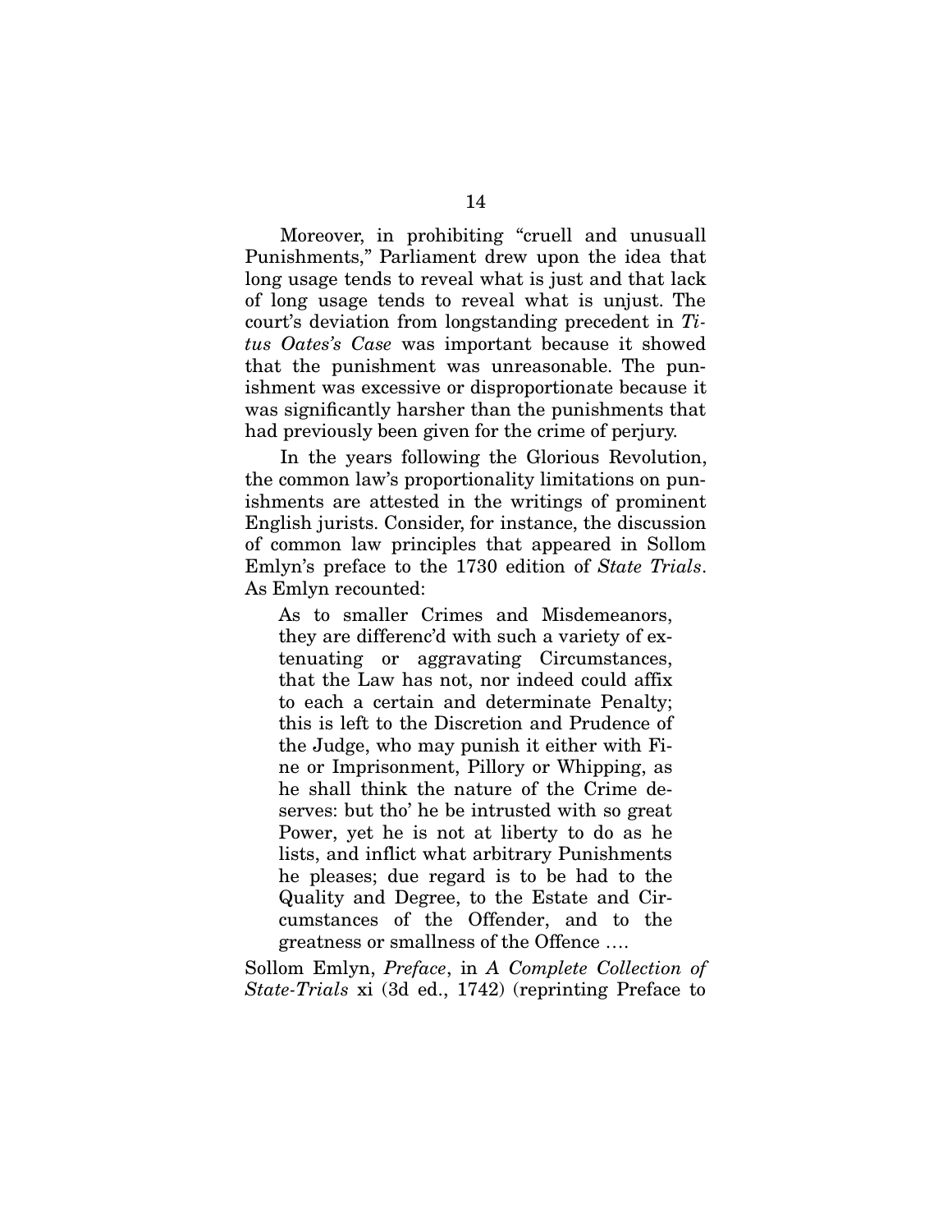Moreover, in prohibiting "cruell and unusuall Punishments," Parliament drew upon the idea that long usage tends to reveal what is just and that lack of long usage tends to reveal what is unjust. The court's deviation from longstanding precedent in *Titus Oates's Case* was important because it showed that the punishment was unreasonable. The punishment was excessive or disproportionate because it was significantly harsher than the punishments that had previously been given for the crime of perjury.

In the years following the Glorious Revolution, the common law's proportionality limitations on punishments are attested in the writings of prominent English jurists. Consider, for instance, the discussion of common law principles that appeared in Sollom Emlyn's preface to the 1730 edition of *State Trials*. As Emlyn recounted:

> As to smaller Crimes and Misdemeanors, they are differenc'd with such a variety of extenuating or aggravating Circumstances, that the Law has not, nor indeed could affix to each a certain and determinate Penalty; this is left to the Discretion and Prudence of the Judge, who may punish it either with Fine or Imprisonment, Pillory or Whipping, as he shall think the nature of the Crime deserves: but tho' he be intrusted with so great Power, yet he is not at liberty to do as he lists, and inflict what arbitrary Punishments he pleases; due regard is to be had to the Quality and Degree, to the Estate and Circumstances of the Offender, and to the greatness or smallness of the Offence ….

Sollom Emlyn, *Preface*, in *A Complete Collection of State-Trials* xi (3d ed., 1742) (reprinting Preface to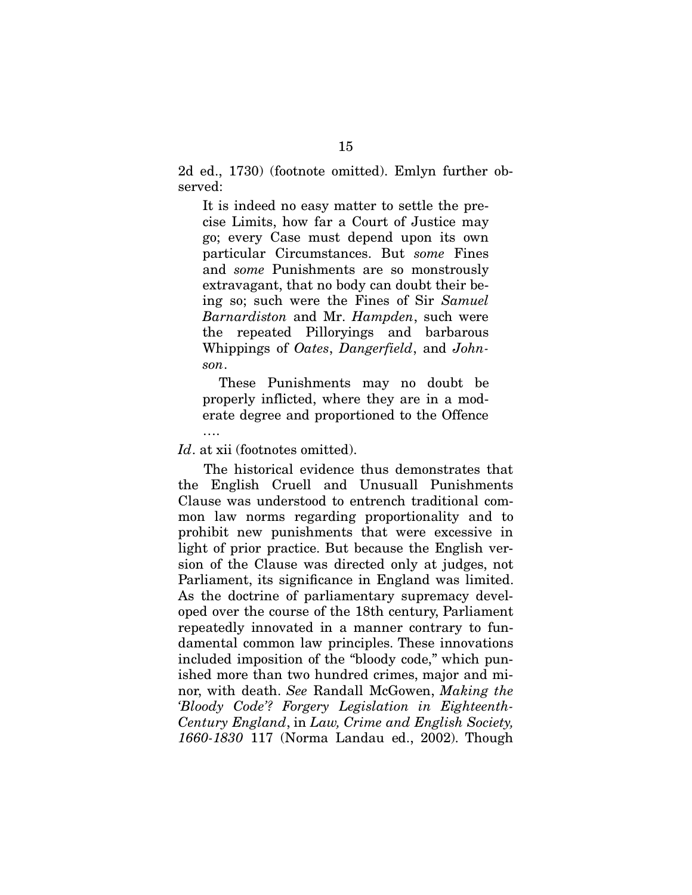2d ed., 1730) (footnote omitted). Emlyn further observed:

> It is indeed no easy matter to settle the precise Limits, how far a Court of Justice may go; every Case must depend upon its own particular Circumstances. But *some* Fines and *some* Punishments are so monstrously extravagant, that no body can doubt their being so; such were the Fines of Sir *Samuel Barnardiston* and Mr. *Hampden*, such were the repeated Pilloryings and barbarous Whippings of *Oates*, *Dangerfield*, and *Johnson*.
>
> These Punishments may no doubt be properly inflicted, where they are in a moderate degree and proportioned to the Offence ….

*Id*. at xii (footnotes omitted).

The historical evidence thus demonstrates that the English Cruell and Unusuall Punishments Clause was understood to entrench traditional common law norms regarding proportionality and to prohibit new punishments that were excessive in light of prior practice. But because the English version of the Clause was directed only at judges, not Parliament, its significance in England was limited. As the doctrine of parliamentary supremacy developed over the course of the 18th century, Parliament repeatedly innovated in a manner contrary to fundamental common law principles. These innovations included imposition of the "bloody code," which punished more than two hundred crimes, major and minor, with death. *See* Randall McGowen, *Making the 'Bloody Code'? Forgery Legislation in Eighteenth-Century England*, in *Law, Crime and English Society, 1660-1830* 117 (Norma Landau ed., 2002). Though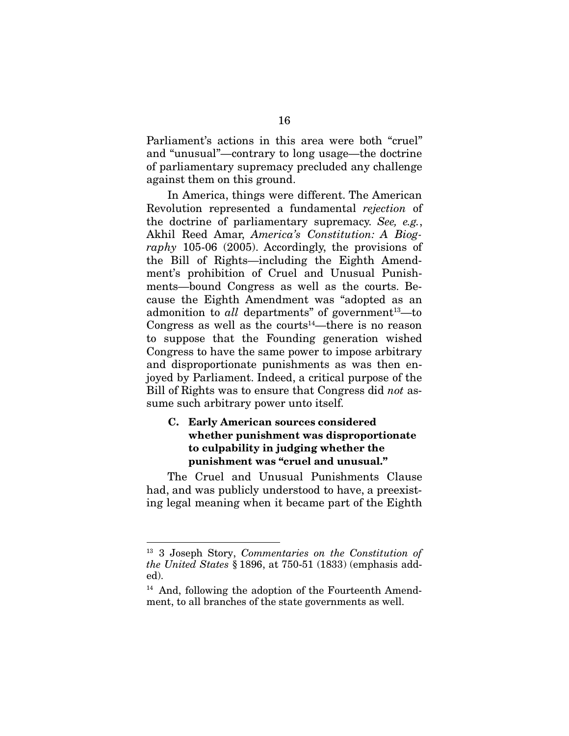Parliament's actions in this area were both "cruel" and "unusual"—contrary to long usage—the doctrine of parliamentary supremacy precluded any challenge against them on this ground.

In America, things were different. The American Revolution represented a fundamental *rejection* of the doctrine of parliamentary supremacy. *See, e.g.*, Akhil Reed Amar, *America's Constitution: A Biography* 105-06 (2005). Accordingly, the provisions of the Bill of Rights—including the Eighth Amendment's prohibition of Cruel and Unusual Punishments—bound Congress as well as the courts. Because the Eighth Amendment was "adopted as an admonition to *all* departments" of government[13]—to Congress as well as the courts[14]—there is no reason to suppose that the Founding generation wished Congress to have the same power to impose arbitrary and disproportionate punishments as was then enjoyed by Parliament. Indeed, a critical purpose of the Bill of Rights was to ensure that Congress did *not* assume such arbitrary power unto itself.

### C. Early American sources considered whether punishment was disproportionate to culpability in judging whether the punishment was "cruel and unusual."

The Cruel and Unusual Punishments Clause had, and was publicly understood to have, a preexisting legal meaning when it became part of the Eighth

---

[13] 3 Joseph Story, *Commentaries on the Constitution of the United States* § 1896, at 750-51 (1833) (emphasis added).

[14] And, following the adoption of the Fourteenth Amendment, to all branches of the state governments as well.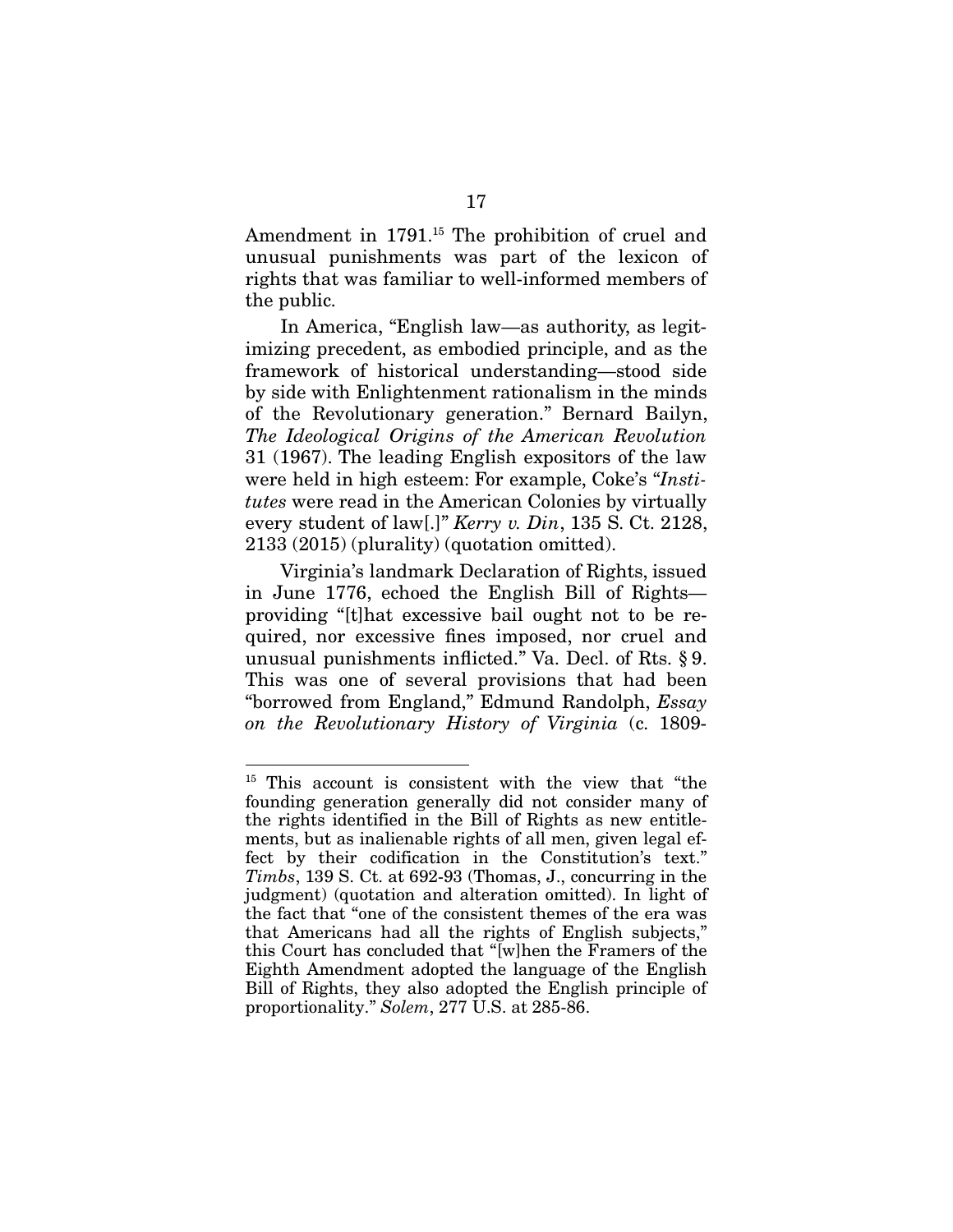Amendment in 1791.[15] The prohibition of cruel and unusual punishments was part of the lexicon of rights that was familiar to well-informed members of the public.

In America, "English law—as authority, as legitimizing precedent, as embodied principle, and as the framework of historical understanding—stood side by side with Enlightenment rationalism in the minds of the Revolutionary generation." Bernard Bailyn, *The Ideological Origins of the American Revolution* 31 (1967). The leading English expositors of the law were held in high esteem: For example, Coke's "*Institutes* were read in the American Colonies by virtually every student of law[.]" *Kerry v. Din*, 135 S. Ct. 2128, 2133 (2015) (plurality) (quotation omitted).

Virginia's landmark Declaration of Rights, issued in June 1776, echoed the English Bill of Rights—providing "[t]hat excessive bail ought not to be required, nor excessive fines imposed, nor cruel and unusual punishments inflicted." Va. Decl. of Rts. § 9. This was one of several provisions that had been "borrowed from England," Edmund Randolph, *Essay on the Revolutionary History of Virginia* (c. 1809-

---

[15] This account is consistent with the view that "the founding generation generally did not consider many of the rights identified in the Bill of Rights as new entitlements, but as inalienable rights of all men, given legal effect by their codification in the Constitution's text." *Timbs*, 139 S. Ct. at 692-93 (Thomas, J., concurring in the judgment) (quotation and alteration omitted). In light of the fact that "one of the consistent themes of the era was that Americans had all the rights of English subjects," this Court has concluded that "[w]hen the Framers of the Eighth Amendment adopted the language of the English Bill of Rights, they also adopted the English principle of proportionality." *Solem*, 277 U.S. at 285-86.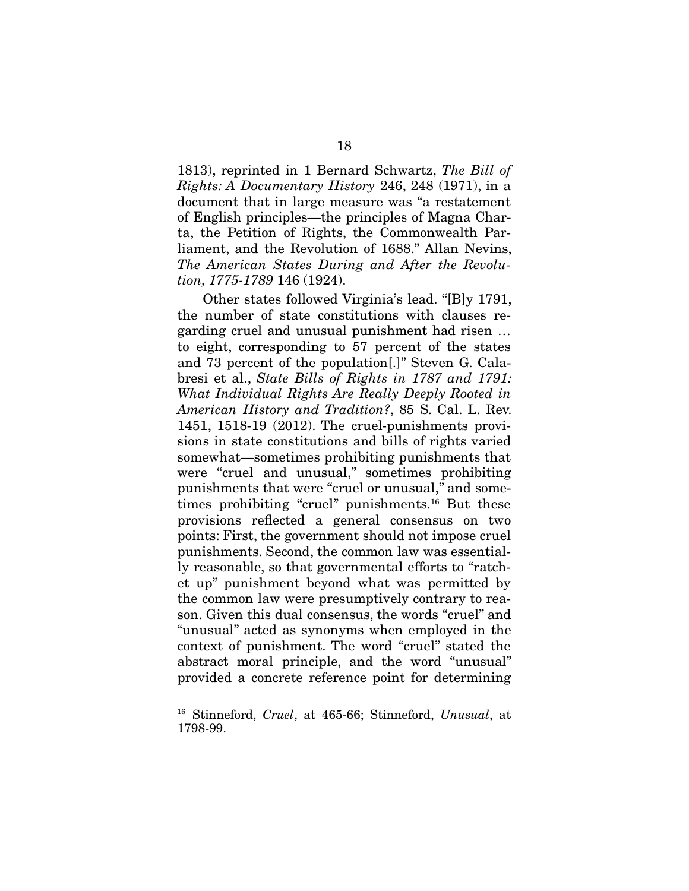1813), reprinted in 1 Bernard Schwartz, *The Bill of Rights: A Documentary History* 246, 248 (1971), in a document that in large measure was "a restatement of English principles—the principles of Magna Charta, the Petition of Rights, the Commonwealth Parliament, and the Revolution of 1688." Allan Nevins, *The American States During and After the Revolution, 1775-1789* 146 (1924).

Other states followed Virginia's lead. "[B]y 1791, the number of state constitutions with clauses regarding cruel and unusual punishment had risen … to eight, corresponding to 57 percent of the states and 73 percent of the population[.]" Steven G. Calabresi et al., *State Bills of Rights in 1787 and 1791: What Individual Rights Are Really Deeply Rooted in American History and Tradition?*, 85 S. Cal. L. Rev. 1451, 1518-19 (2012). The cruel-punishments provisions in state constitutions and bills of rights varied somewhat—sometimes prohibiting punishments that were "cruel and unusual," sometimes prohibiting punishments that were "cruel or unusual," and sometimes prohibiting "cruel" punishments.[16] But these provisions reflected a general consensus on two points: First, the government should not impose cruel punishments. Second, the common law was essentially reasonable, so that governmental efforts to "ratchet up" punishment beyond what was permitted by the common law were presumptively contrary to reason. Given this dual consensus, the words "cruel" and "unusual" acted as synonyms when employed in the context of punishment. The word "cruel" stated the abstract moral principle, and the word "unusual" provided a concrete reference point for determining

[16] Stinneford, *Cruel*, at 465-66; Stinneford, *Unusual*, at 1798-99.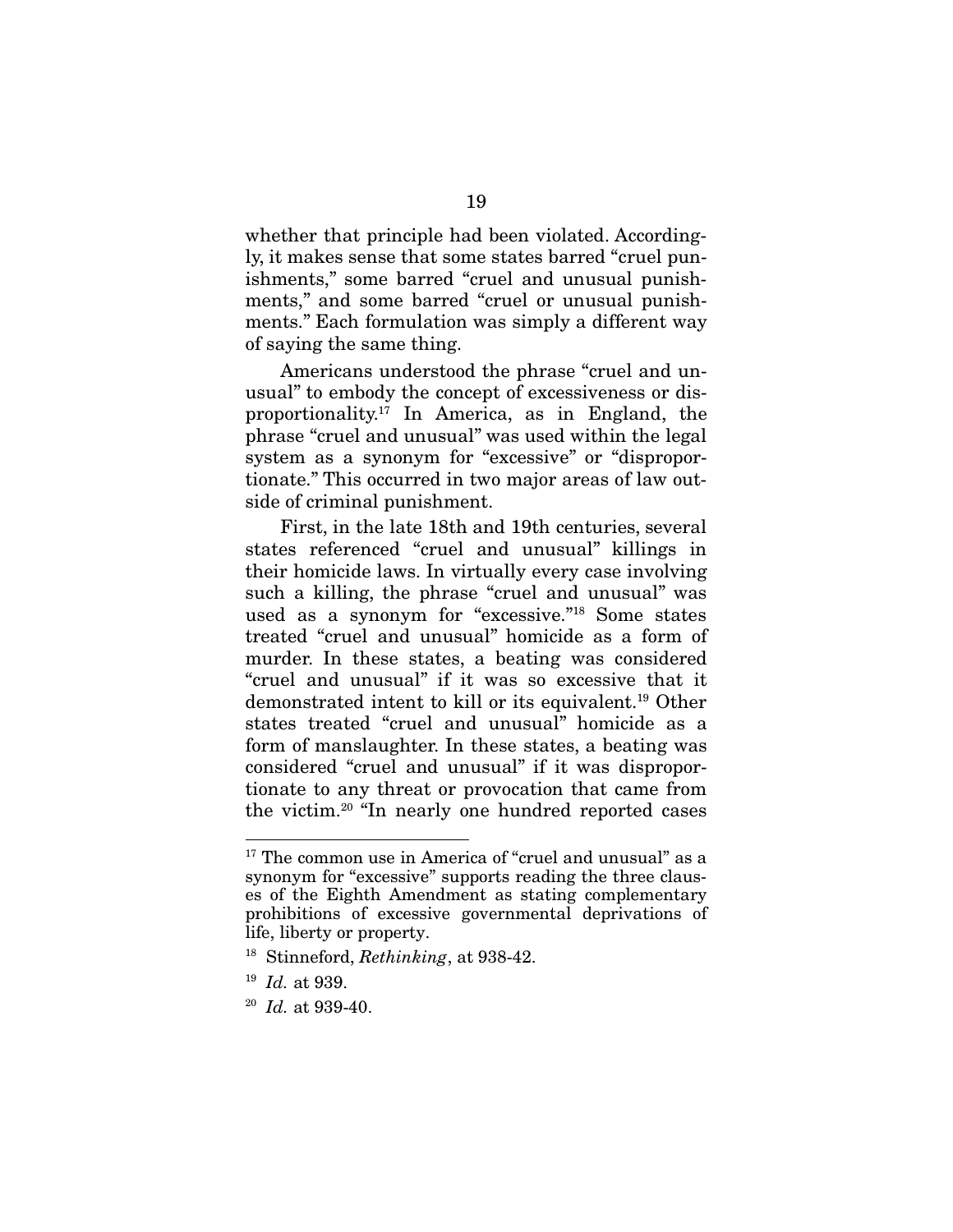whether that principle had been violated. Accordingly, it makes sense that some states barred "cruel punishments," some barred "cruel and unusual punishments," and some barred "cruel or unusual punishments." Each formulation was simply a different way of saying the same thing.

Americans understood the phrase "cruel and unusual" to embody the concept of excessiveness or disproportionality.[17] In America, as in England, the phrase "cruel and unusual" was used within the legal system as a synonym for "excessive" or "disproportionate." This occurred in two major areas of law outside of criminal punishment.

First, in the late 18th and 19th centuries, several states referenced "cruel and unusual" killings in their homicide laws. In virtually every case involving such a killing, the phrase "cruel and unusual" was used as a synonym for "excessive."[18] Some states treated "cruel and unusual" homicide as a form of murder. In these states, a beating was considered "cruel and unusual" if it was so excessive that it demonstrated intent to kill or its equivalent.[19] Other states treated "cruel and unusual" homicide as a form of manslaughter. In these states, a beating was considered "cruel and unusual" if it was disproportionate to any threat or provocation that came from the victim.[20] "In nearly one hundred reported cases

---

[17] The common use in America of "cruel and unusual" as a synonym for "excessive" supports reading the three clauses of the Eighth Amendment as stating complementary prohibitions of excessive governmental deprivations of life, liberty or property.

[18] Stinneford, *Rethinking*, at 938-42.

[19] *Id.* at 939.

[20] *Id.* at 939-40.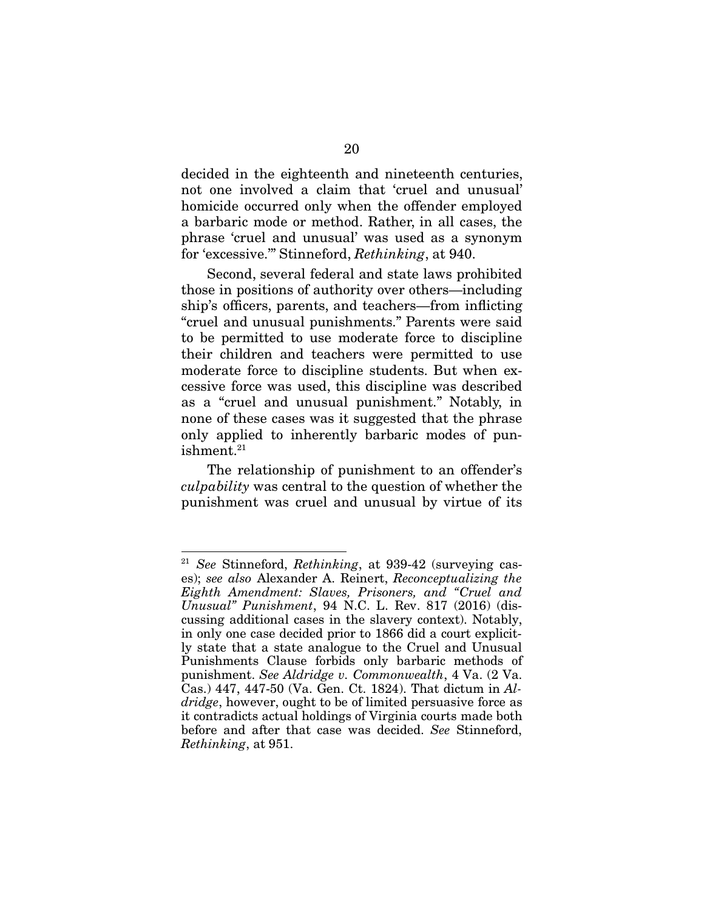decided in the eighteenth and nineteenth centuries, not one involved a claim that 'cruel and unusual' homicide occurred only when the offender employed a barbaric mode or method. Rather, in all cases, the phrase 'cruel and unusual' was used as a synonym for 'excessive.'" Stinneford, *Rethinking*, at 940.

Second, several federal and state laws prohibited those in positions of authority over others—including ship's officers, parents, and teachers—from inflicting "cruel and unusual punishments." Parents were said to be permitted to use moderate force to discipline their children and teachers were permitted to use moderate force to discipline students. But when excessive force was used, this discipline was described as a "cruel and unusual punishment." Notably, in none of these cases was it suggested that the phrase only applied to inherently barbaric modes of punishment.[21]

The relationship of punishment to an offender's *culpability* was central to the question of whether the punishment was cruel and unusual by virtue of its

---

[21] *See* Stinneford, *Rethinking*, at 939-42 (surveying cases); *see also* Alexander A. Reinert, *Reconceptualizing the Eighth Amendment: Slaves, Prisoners, and "Cruel and Unusual" Punishment*, 94 N.C. L. Rev. 817 (2016) (discussing additional cases in the slavery context). Notably, in only one case decided prior to 1866 did a court explicitly state that a state analogue to the Cruel and Unusual Punishments Clause forbids only barbaric methods of punishment. *See Aldridge v. Commonwealth*, 4 Va. (2 Va. Cas.) 447, 447-50 (Va. Gen. Ct. 1824). That dictum in *Aldridge*, however, ought to be of limited persuasive force as it contradicts actual holdings of Virginia courts made both before and after that case was decided. *See* Stinneford, *Rethinking*, at 951.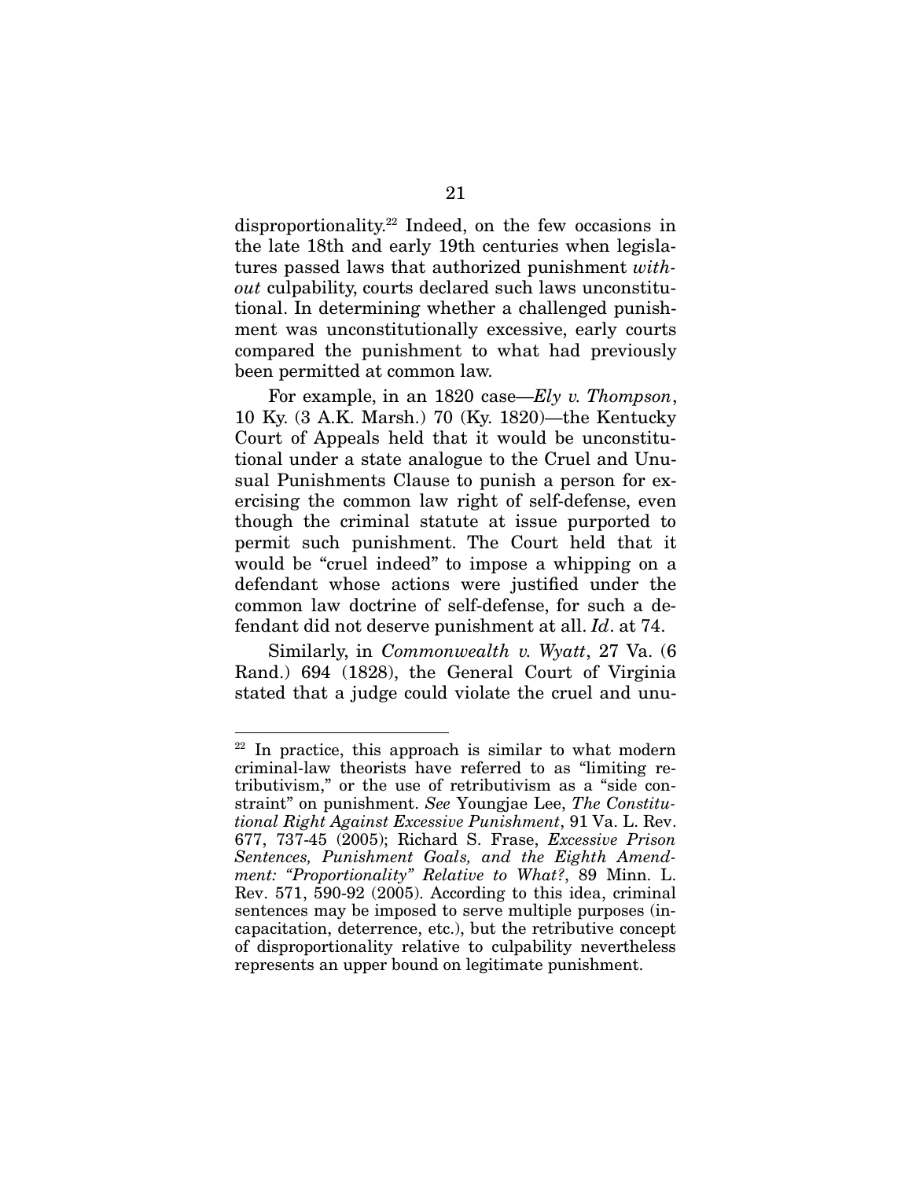disproportionality.[22] Indeed, on the few occasions in the late 18th and early 19th centuries when legislatures passed laws that authorized punishment *without* culpability, courts declared such laws unconstitutional. In determining whether a challenged punishment was unconstitutionally excessive, early courts compared the punishment to what had previously been permitted at common law.

For example, in an 1820 case—*Ely v. Thompson*, 10 Ky. (3 A.K. Marsh.) 70 (Ky. 1820)—the Kentucky Court of Appeals held that it would be unconstitutional under a state analogue to the Cruel and Unusual Punishments Clause to punish a person for exercising the common law right of self-defense, even though the criminal statute at issue purported to permit such punishment. The Court held that it would be "cruel indeed" to impose a whipping on a defendant whose actions were justified under the common law doctrine of self-defense, for such a defendant did not deserve punishment at all. *Id*. at 74.

Similarly, in *Commonwealth v. Wyatt*, 27 Va. (6 Rand.) 694 (1828), the General Court of Virginia stated that a judge could violate the cruel and unu-

---

[22] In practice, this approach is similar to what modern criminal-law theorists have referred to as "limiting retributivism," or the use of retributivism as a "side constraint" on punishment. *See* Youngjae Lee, *The Constitutional Right Against Excessive Punishment*, 91 Va. L. Rev. 677, 737-45 (2005); Richard S. Frase, *Excessive Prison Sentences, Punishment Goals, and the Eighth Amendment: "Proportionality" Relative to What?*, 89 Minn. L. Rev. 571, 590-92 (2005). According to this idea, criminal sentences may be imposed to serve multiple purposes (incapacitation, deterrence, etc.), but the retributive concept of disproportionality relative to culpability nevertheless represents an upper bound on legitimate punishment.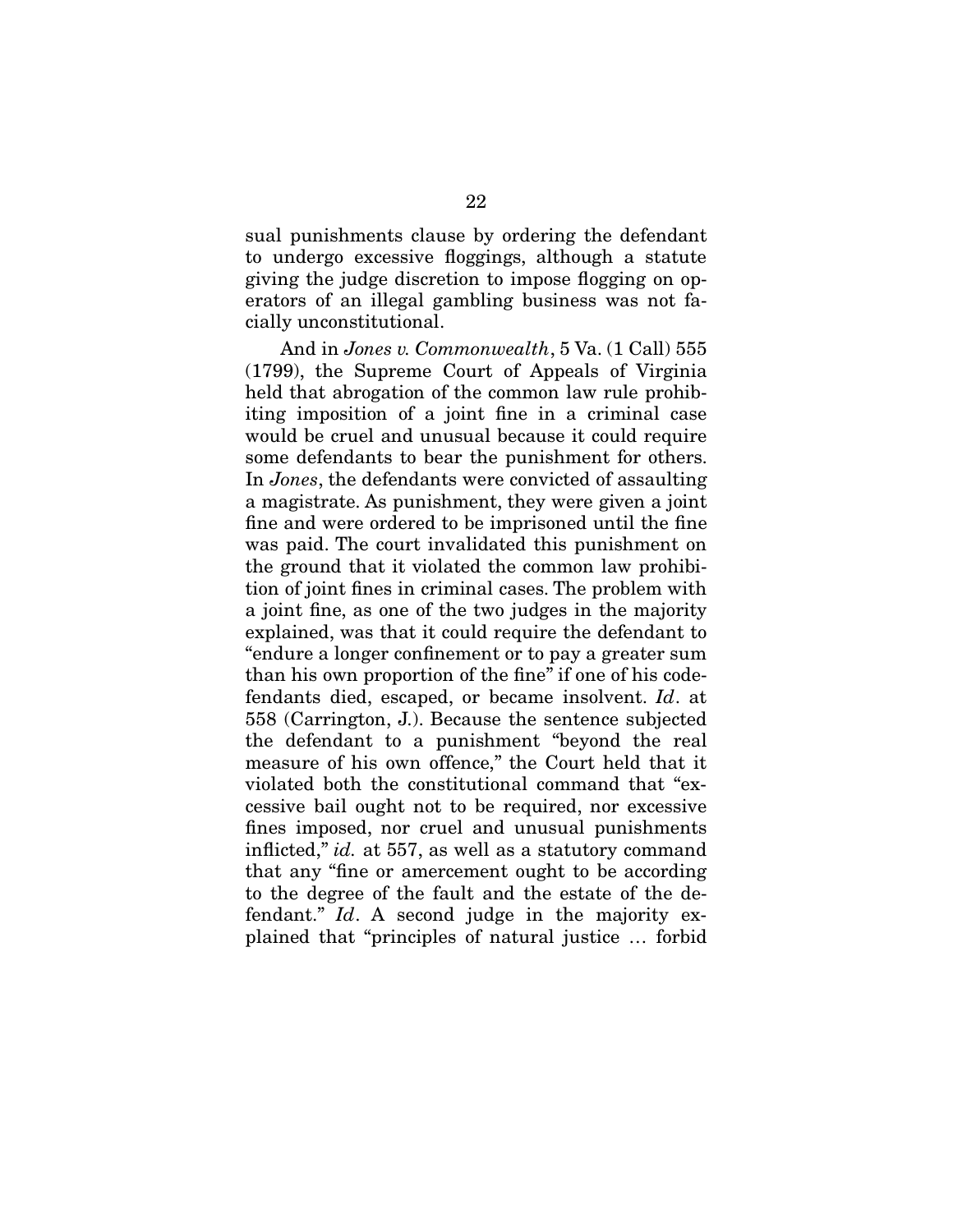sual punishments clause by ordering the defendant to undergo excessive floggings, although a statute giving the judge discretion to impose flogging on operators of an illegal gambling business was not facially unconstitutional.

And in *Jones v. Commonwealth*, 5 Va. (1 Call) 555 (1799), the Supreme Court of Appeals of Virginia held that abrogation of the common law rule prohibiting imposition of a joint fine in a criminal case would be cruel and unusual because it could require some defendants to bear the punishment for others. In *Jones*, the defendants were convicted of assaulting a magistrate. As punishment, they were given a joint fine and were ordered to be imprisoned until the fine was paid. The court invalidated this punishment on the ground that it violated the common law prohibition of joint fines in criminal cases. The problem with a joint fine, as one of the two judges in the majority explained, was that it could require the defendant to "endure a longer confinement or to pay a greater sum than his own proportion of the fine" if one of his codefendants died, escaped, or became insolvent. *Id*. at 558 (Carrington, J.). Because the sentence subjected the defendant to a punishment "beyond the real measure of his own offence," the Court held that it violated both the constitutional command that "excessive bail ought not to be required, nor excessive fines imposed, nor cruel and unusual punishments inflicted," *id.* at 557, as well as a statutory command that any "fine or amercement ought to be according to the degree of the fault and the estate of the defendant." *Id*. A second judge in the majority explained that "principles of natural justice … forbid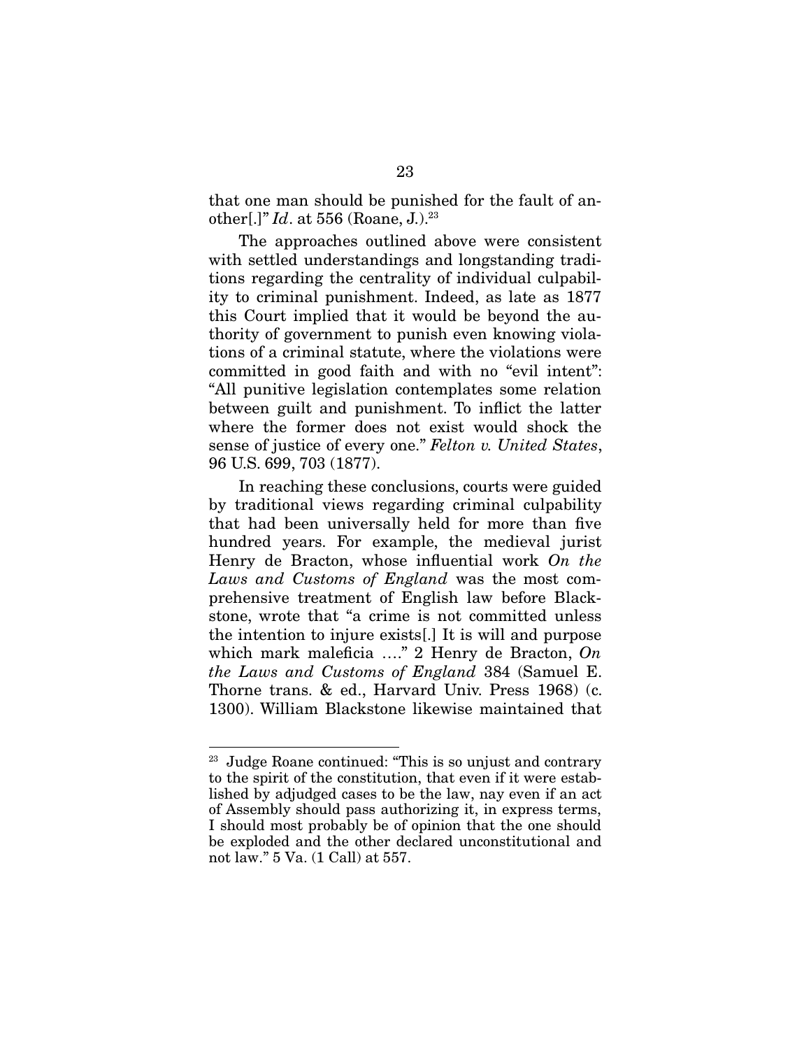that one man should be punished for the fault of another[.]" *Id*. at 556 (Roane, J.).[23]

The approaches outlined above were consistent with settled understandings and longstanding traditions regarding the centrality of individual culpability to criminal punishment. Indeed, as late as 1877 this Court implied that it would be beyond the authority of government to punish even knowing violations of a criminal statute, where the violations were committed in good faith and with no "evil intent": "All punitive legislation contemplates some relation between guilt and punishment. To inflict the latter where the former does not exist would shock the sense of justice of every one." *Felton v. United States*, 96 U.S. 699, 703 (1877).

In reaching these conclusions, courts were guided by traditional views regarding criminal culpability that had been universally held for more than five hundred years. For example, the medieval jurist Henry de Bracton, whose influential work *On the Laws and Customs of England* was the most comprehensive treatment of English law before Blackstone, wrote that "a crime is not committed unless the intention to injure exists[.] It is will and purpose which mark maleficia …." 2 Henry de Bracton, *On the Laws and Customs of England* 384 (Samuel E. Thorne trans. & ed., Harvard Univ. Press 1968) (c. 1300). William Blackstone likewise maintained that

---

[23] Judge Roane continued: "This is so unjust and contrary to the spirit of the constitution, that even if it were established by adjudged cases to be the law, nay even if an act of Assembly should pass authorizing it, in express terms, I should most probably be of opinion that the one should be exploded and the other declared unconstitutional and not law." 5 Va. (1 Call) at 557.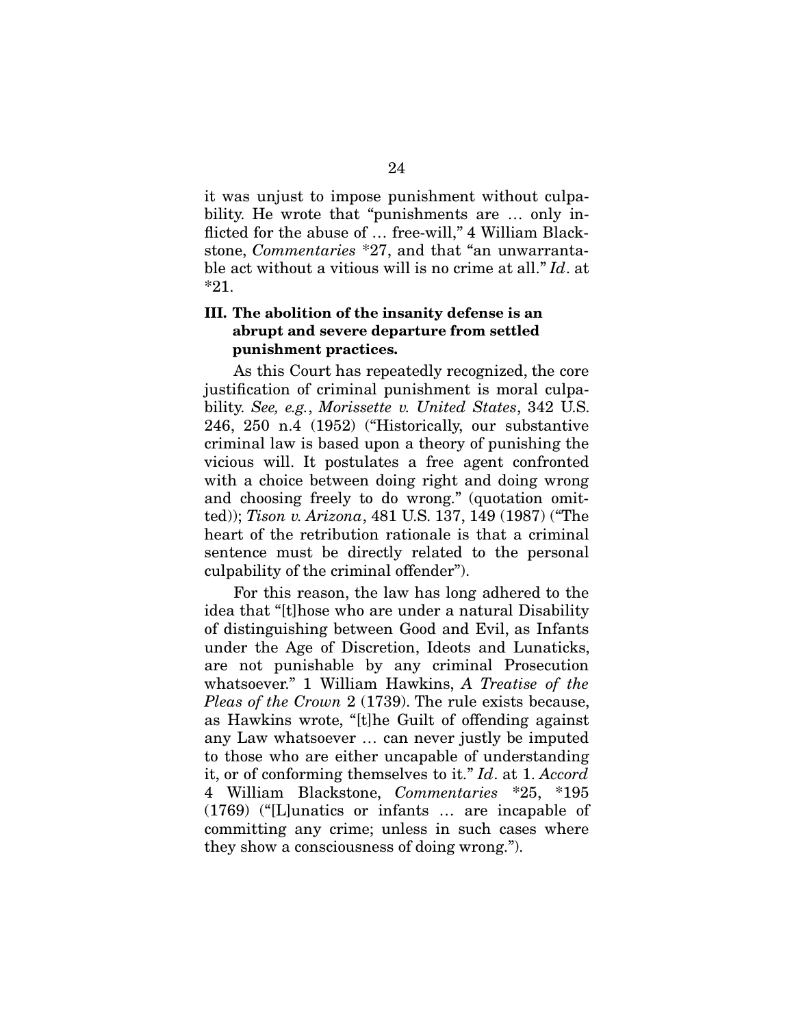it was unjust to impose punishment without culpability. He wrote that "punishments are … only inflicted for the abuse of … free-will," 4 William Blackstone, *Commentaries* *27, and that "an unwarrantable act without a vitious will is no crime at all." *Id*. at *21.

### III. The abolition of the insanity defense is an abrupt and severe departure from settled punishment practices.

As this Court has repeatedly recognized, the core justification of criminal punishment is moral culpability. *See, e.g.*, *Morissette v. United States*, 342 U.S. 246, 250 n.4 (1952) ("Historically, our substantive criminal law is based upon a theory of punishing the vicious will. It postulates a free agent confronted with a choice between doing right and doing wrong and choosing freely to do wrong." (quotation omitted)); *Tison v. Arizona*, 481 U.S. 137, 149 (1987) ("The heart of the retribution rationale is that a criminal sentence must be directly related to the personal culpability of the criminal offender").

For this reason, the law has long adhered to the idea that "[t]hose who are under a natural Disability of distinguishing between Good and Evil, as Infants under the Age of Discretion, Ideots and Lunaticks, are not punishable by any criminal Prosecution whatsoever." 1 William Hawkins, *A Treatise of the Pleas of the Crown* 2 (1739). The rule exists because, as Hawkins wrote, "[t]he Guilt of offending against any Law whatsoever … can never justly be imputed to those who are either uncapable of understanding it, or of conforming themselves to it." *Id*. at 1. *Accord* 4 William Blackstone, *Commentaries* *25, *195 (1769) ("[L]unatics or infants … are incapable of committing any crime; unless in such cases where they show a consciousness of doing wrong.").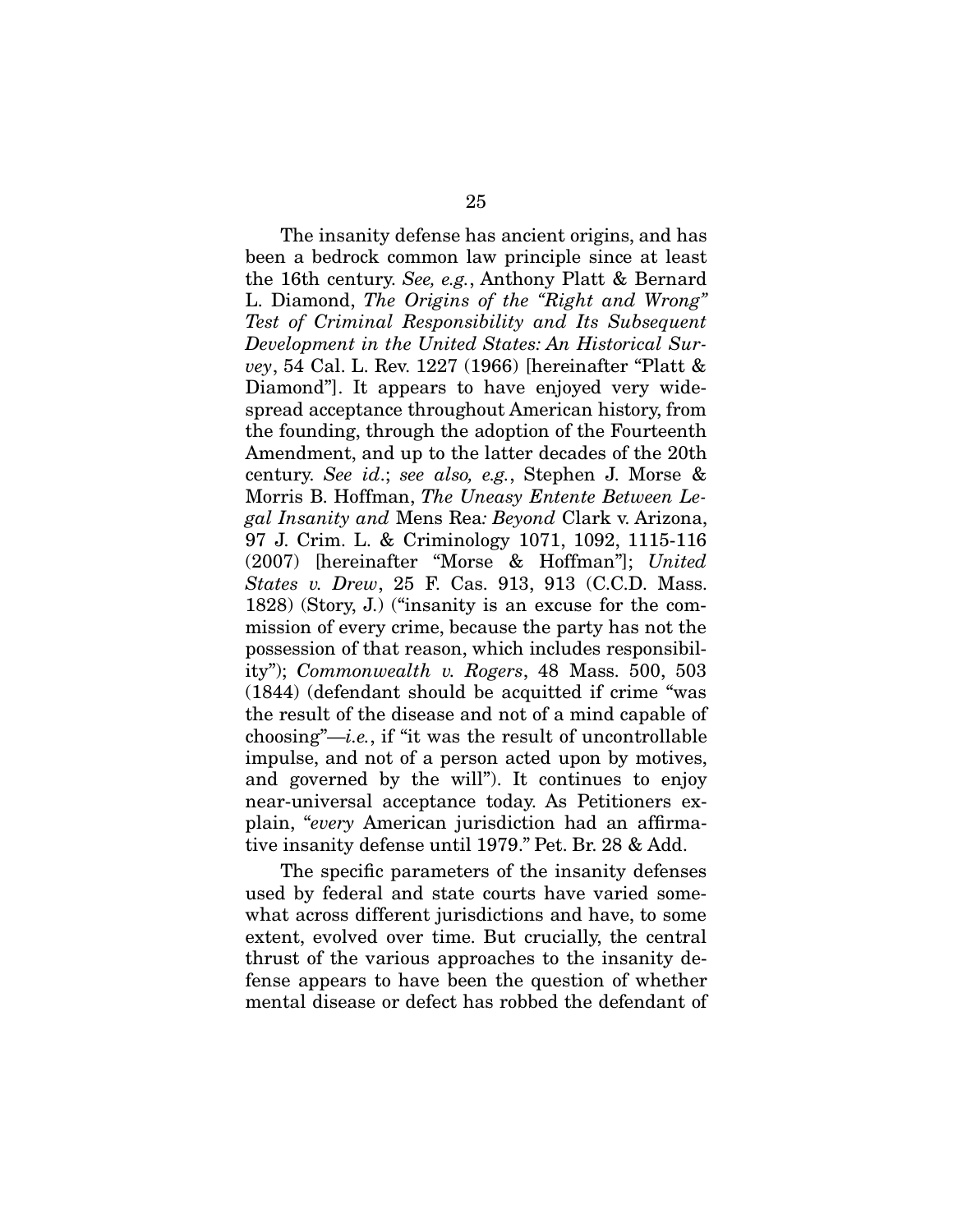The insanity defense has ancient origins, and has been a bedrock common law principle since at least the 16th century. *See, e.g.*, Anthony Platt & Bernard L. Diamond, *The Origins of the "Right and Wrong" Test of Criminal Responsibility and Its Subsequent Development in the United States: An Historical Survey*, 54 Cal. L. Rev. 1227 (1966) [hereinafter "Platt & Diamond"]. It appears to have enjoyed very widespread acceptance throughout American history, from the founding, through the adoption of the Fourteenth Amendment, and up to the latter decades of the 20th century. *See id.*; *see also, e.g.*, Stephen J. Morse & Morris B. Hoffman, *The Uneasy Entente Between Legal Insanity and* Mens Rea*: Beyond* Clark v. Arizona, 97 J. Crim. L. & Criminology 1071, 1092, 1115-116 (2007) [hereinafter "Morse & Hoffman"]; *United States v. Drew*, 25 F. Cas. 913, 913 (C.C.D. Mass. 1828) (Story, J.) ("insanity is an excuse for the commission of every crime, because the party has not the possession of that reason, which includes responsibility"); *Commonwealth v. Rogers*, 48 Mass. 500, 503 (1844) (defendant should be acquitted if crime "was the result of the disease and not of a mind capable of choosing"—*i.e.*, if "it was the result of uncontrollable impulse, and not of a person acted upon by motives, and governed by the will"). It continues to enjoy near-universal acceptance today. As Petitioners explain, "*every* American jurisdiction had an affirmative insanity defense until 1979." Pet. Br. 28 & Add.

The specific parameters of the insanity defenses used by federal and state courts have varied somewhat across different jurisdictions and have, to some extent, evolved over time. But crucially, the central thrust of the various approaches to the insanity defense appears to have been the question of whether mental disease or defect has robbed the defendant of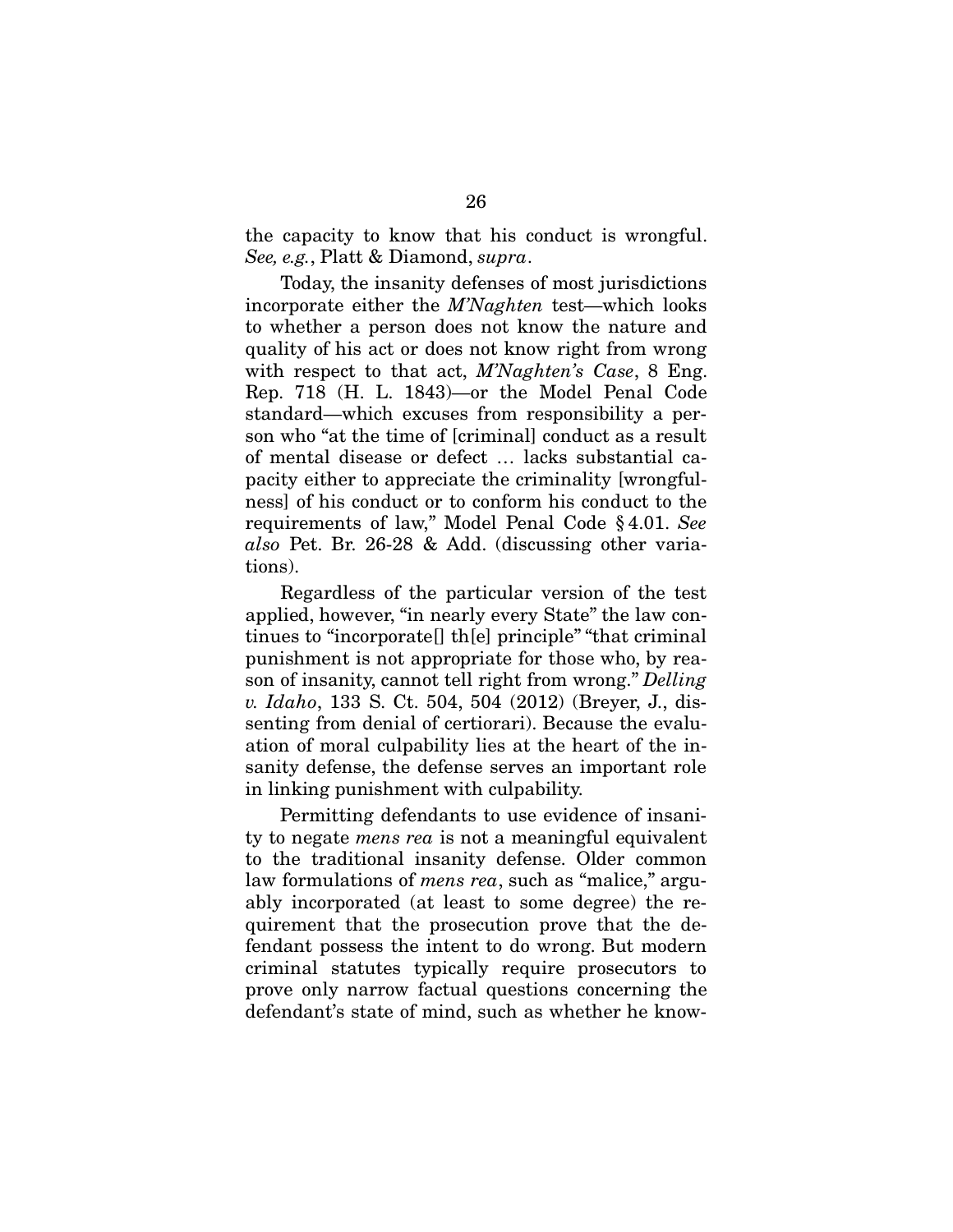the capacity to know that his conduct is wrongful. *See, e.g.*, Platt & Diamond, *supra*.

Today, the insanity defenses of most jurisdictions incorporate either the *M'Naghten* test—which looks to whether a person does not know the nature and quality of his act or does not know right from wrong with respect to that act, *M'Naghten's Case*, 8 Eng. Rep. 718 (H. L. 1843)—or the Model Penal Code standard—which excuses from responsibility a person who "at the time of [criminal] conduct as a result of mental disease or defect … lacks substantial capacity either to appreciate the criminality [wrongfulness] of his conduct or to conform his conduct to the requirements of law," Model Penal Code § 4.01. *See also* Pet. Br. 26-28 & Add. (discussing other variations).

Regardless of the particular version of the test applied, however, "in nearly every State" the law continues to "incorporate[] th[e] principle" "that criminal punishment is not appropriate for those who, by reason of insanity, cannot tell right from wrong." *Delling v. Idaho*, 133 S. Ct. 504, 504 (2012) (Breyer, J., dissenting from denial of certiorari). Because the evaluation of moral culpability lies at the heart of the insanity defense, the defense serves an important role in linking punishment with culpability.

Permitting defendants to use evidence of insanity to negate *mens rea* is not a meaningful equivalent to the traditional insanity defense. Older common law formulations of *mens rea*, such as "malice," arguably incorporated (at least to some degree) the requirement that the prosecution prove that the defendant possess the intent to do wrong. But modern criminal statutes typically require prosecutors to prove only narrow factual questions concerning the defendant's state of mind, such as whether he know-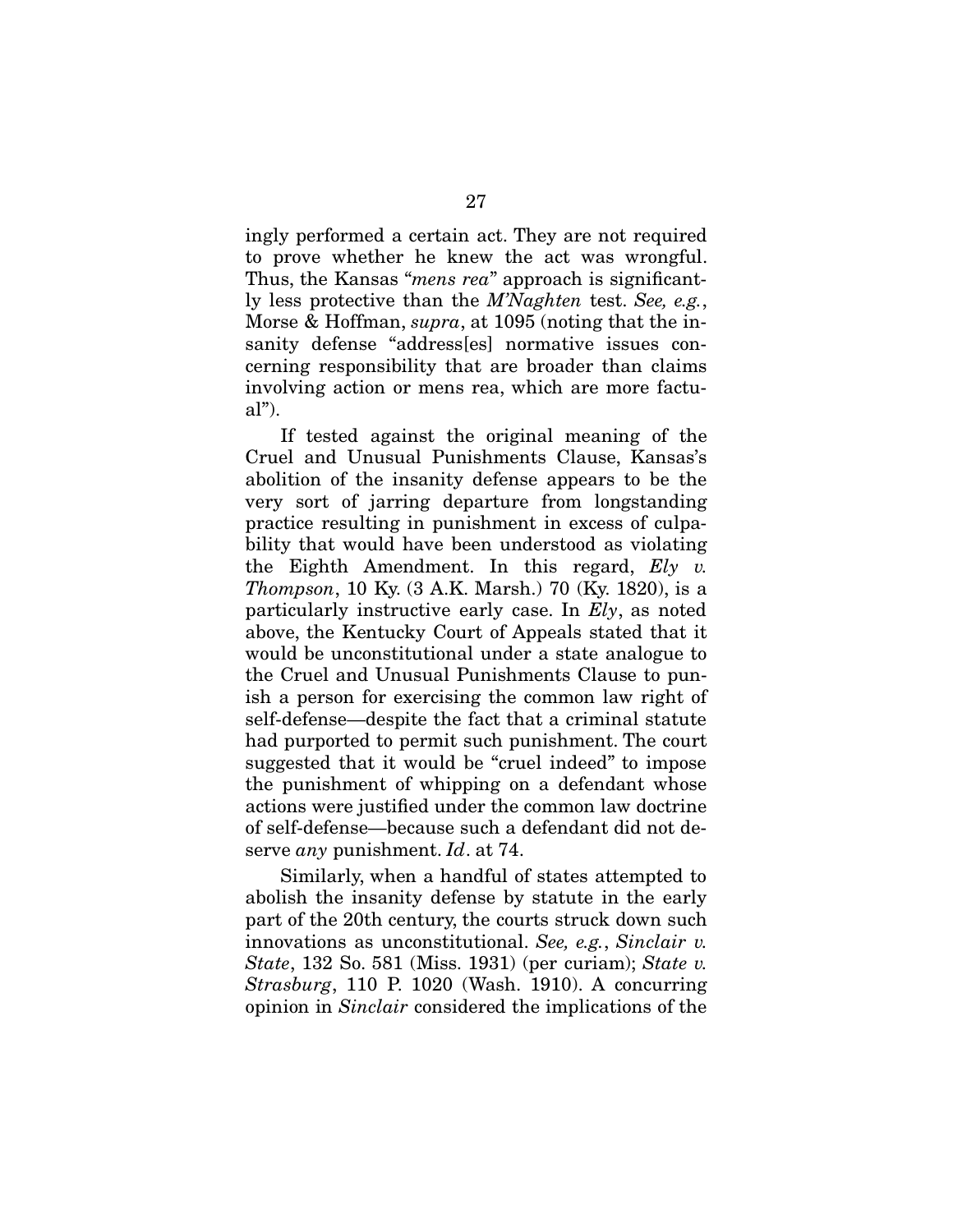ingly performed a certain act. They are not required to prove whether he knew the act was wrongful. Thus, the Kansas "*mens rea*" approach is significantly less protective than the *M'Naghten* test. *See, e.g.*, Morse & Hoffman, *supra*, at 1095 (noting that the insanity defense "address[es] normative issues concerning responsibility that are broader than claims involving action or mens rea, which are more factual").

If tested against the original meaning of the Cruel and Unusual Punishments Clause, Kansas's abolition of the insanity defense appears to be the very sort of jarring departure from longstanding practice resulting in punishment in excess of culpability that would have been understood as violating the Eighth Amendment. In this regard, *Ely v. Thompson*, 10 Ky. (3 A.K. Marsh.) 70 (Ky. 1820), is a particularly instructive early case. In *Ely*, as noted above, the Kentucky Court of Appeals stated that it would be unconstitutional under a state analogue to the Cruel and Unusual Punishments Clause to punish a person for exercising the common law right of self-defense—despite the fact that a criminal statute had purported to permit such punishment. The court suggested that it would be "cruel indeed" to impose the punishment of whipping on a defendant whose actions were justified under the common law doctrine of self-defense—because such a defendant did not deserve *any* punishment. *Id*. at 74.

Similarly, when a handful of states attempted to abolish the insanity defense by statute in the early part of the 20th century, the courts struck down such innovations as unconstitutional. *See, e.g.*, *Sinclair v. State*, 132 So. 581 (Miss. 1931) (per curiam); *State v. Strasburg*, 110 P. 1020 (Wash. 1910). A concurring opinion in *Sinclair* considered the implications of the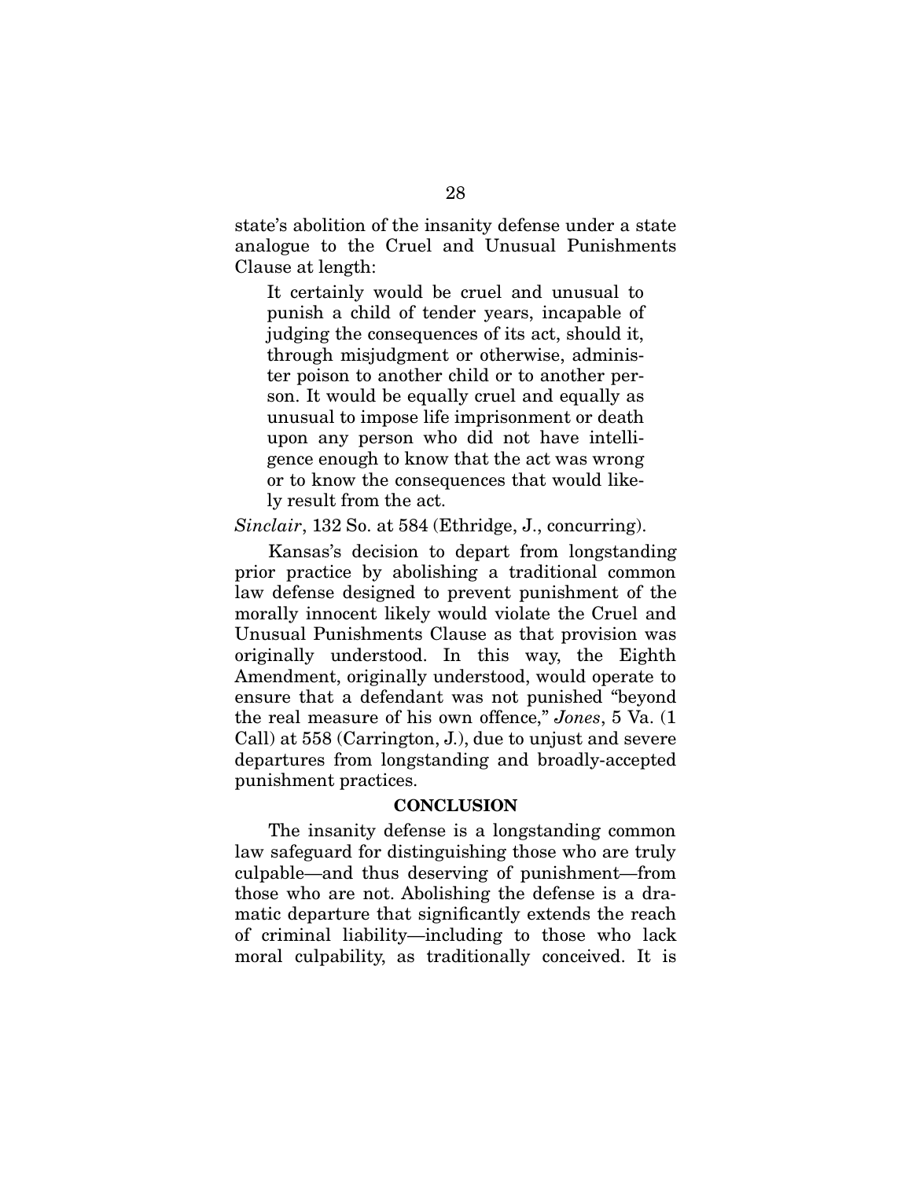state's abolition of the insanity defense under a state analogue to the Cruel and Unusual Punishments Clause at length:

> It certainly would be cruel and unusual to punish a child of tender years, incapable of judging the consequences of its act, should it, through misjudgment or otherwise, administer poison to another child or to another person. It would be equally cruel and equally as unusual to impose life imprisonment or death upon any person who did not have intelligence enough to know that the act was wrong or to know the consequences that would likely result from the act.

*Sinclair*, 132 So. at 584 (Ethridge, J., concurring).

Kansas's decision to depart from longstanding prior practice by abolishing a traditional common law defense designed to prevent punishment of the morally innocent likely would violate the Cruel and Unusual Punishments Clause as that provision was originally understood. In this way, the Eighth Amendment, originally understood, would operate to ensure that a defendant was not punished "beyond the real measure of his own offence," *Jones*, 5 Va. (1 Call) at 558 (Carrington, J.), due to unjust and severe departures from longstanding and broadly-accepted punishment practices.

## CONCLUSION

The insanity defense is a longstanding common law safeguard for distinguishing those who are truly culpable—and thus deserving of punishment—from those who are not. Abolishing the defense is a dramatic departure that significantly extends the reach of criminal liability—including to those who lack moral culpability, as traditionally conceived. It is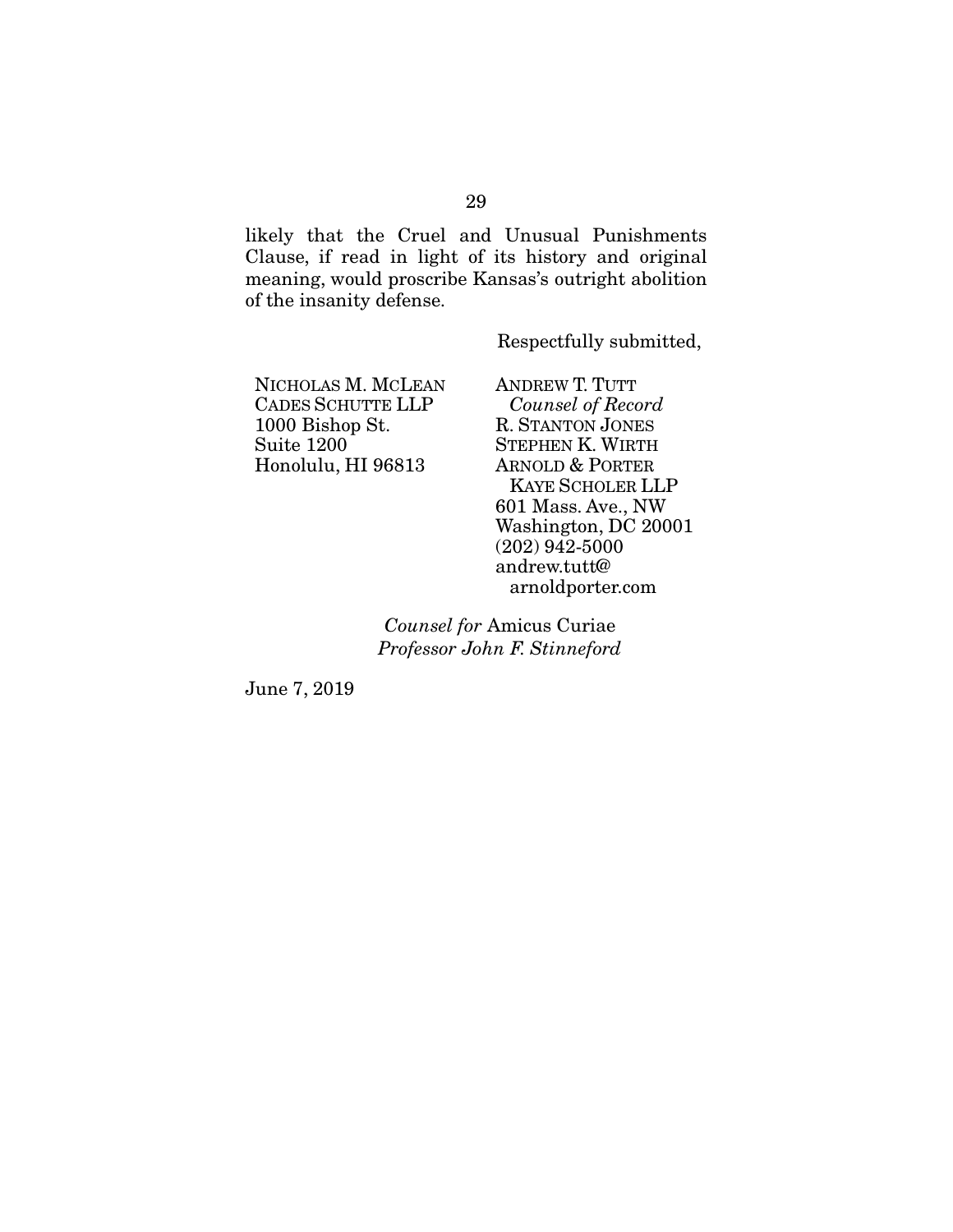likely that the Cruel and Unusual Punishments Clause, if read in light of its history and original meaning, would proscribe Kansas's outright abolition of the insanity defense.

Respectfully submitted,

NICHOLAS M. MCLEAN
CADES SCHUTTE LLP
1000 Bishop St.
Suite 1200
Honolulu, HI 96813

ANDREW T. TUTT
*Counsel of Record*
R. STANTON JONES
STEPHEN K. WIRTH
ARNOLD & PORTER
KAYE SCHOLER LLP
601 Mass. Ave., NW
Washington, DC 20001
(202) 942-5000
andrew.tutt@
arnoldporter.com

*Counsel for* Amicus Curiae
*Professor John F. Stinneford*

June 7, 2019